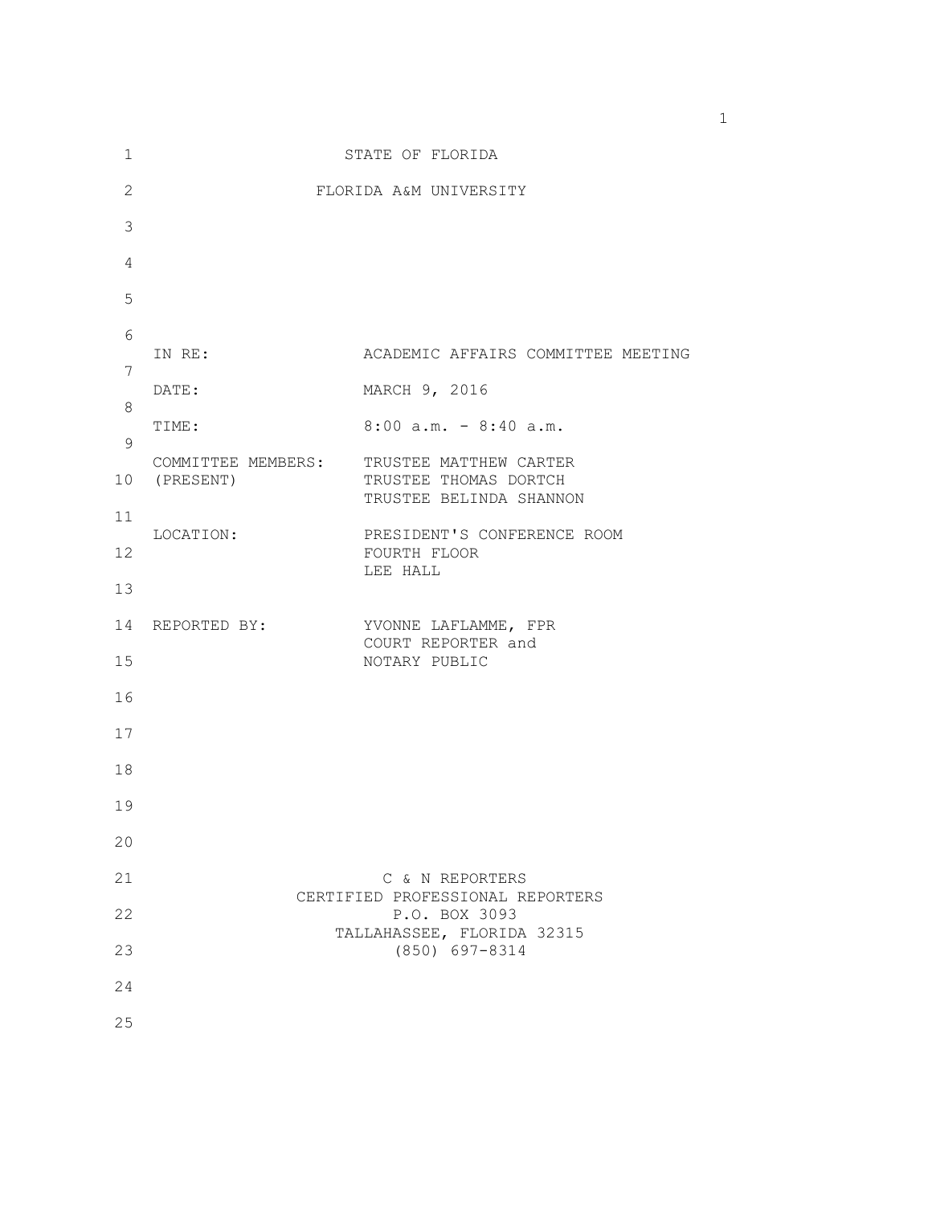STATE OF FLORIDA

FLORIDA A&M UNIVERSITY

IN RE: ACADEMIC AFFAIRS COMMITTEE MEETING

DATE: MARCH 9, 2016

TIME: 8:00 a.m. - 8:40 a.m.

COMMITTEE MEMBERS: (PRESENT)
TRUSTEE MATTHEW CARTER
TRUSTEE THOMAS DORTCH
TRUSTEE BELINDA SHANNON

LOCATION: PRESIDENT'S CONFERENCE ROOM
FOURTH FLOOR
LEE HALL

REPORTED BY: YVONNE LAFLAMME, FPR
COURT REPORTER and
NOTARY PUBLIC

C & N REPORTERS
CERTIFIED PROFESSIONAL REPORTERS
P.O. BOX 3093
TALLAHASSEE, FLORIDA 32315
(850) 697-8314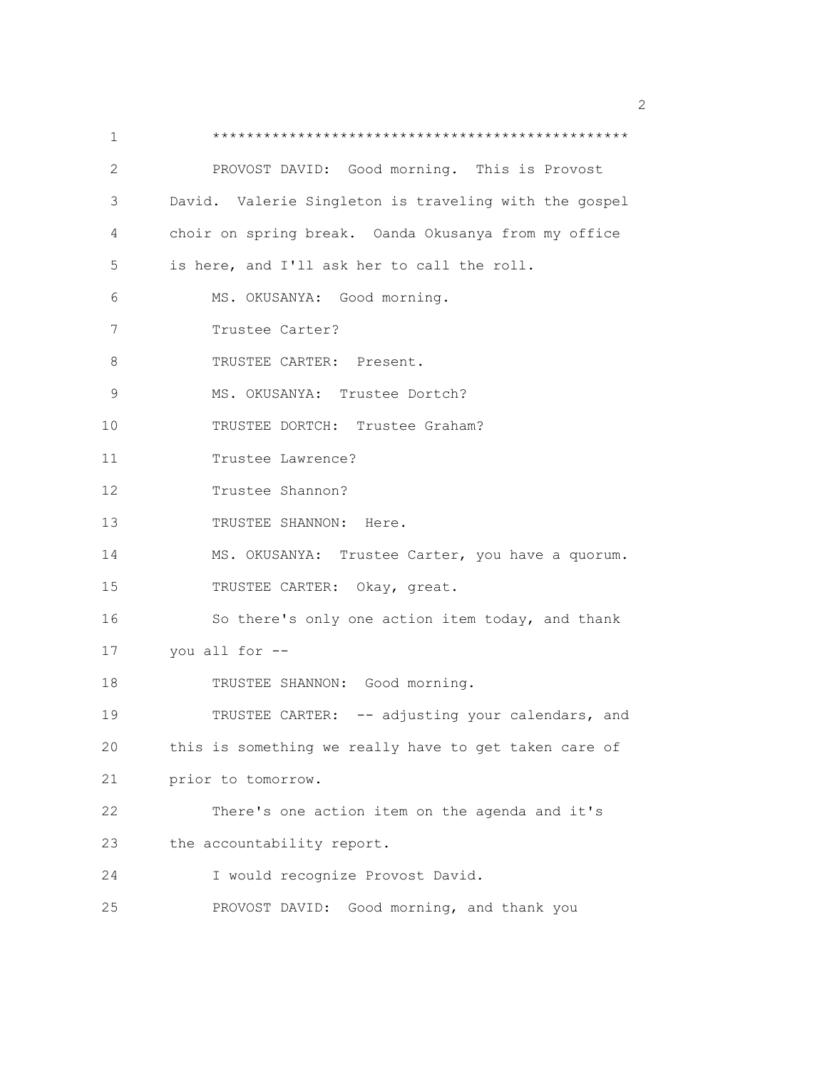PROVOST DAVID: Good morning. This is Provost David. Valerie Singleton is traveling with the gospel choir on spring break. Oanda Okusanya from my office is here, and I'll ask her to call the roll.

MS. OKUSANYA: Good morning.

Trustee Carter?

TRUSTEE CARTER: Present.

MS. OKUSANYA: Trustee Dortch?

TRUSTEE DORTCH: Trustee Graham?

Trustee Lawrence?

Trustee Shannon?

TRUSTEE SHANNON: Here.

MS. OKUSANYA: Trustee Carter, you have a quorum.

TRUSTEE CARTER: Okay, great.

So there's only one action item today, and thank you all for --

TRUSTEE SHANNON: Good morning.

TRUSTEE CARTER: -- adjusting your calendars, and this is something we really have to get taken care of prior to tomorrow.

There's one action item on the agenda and it's the accountability report.

I would recognize Provost David.

PROVOST DAVID: Good morning, and thank you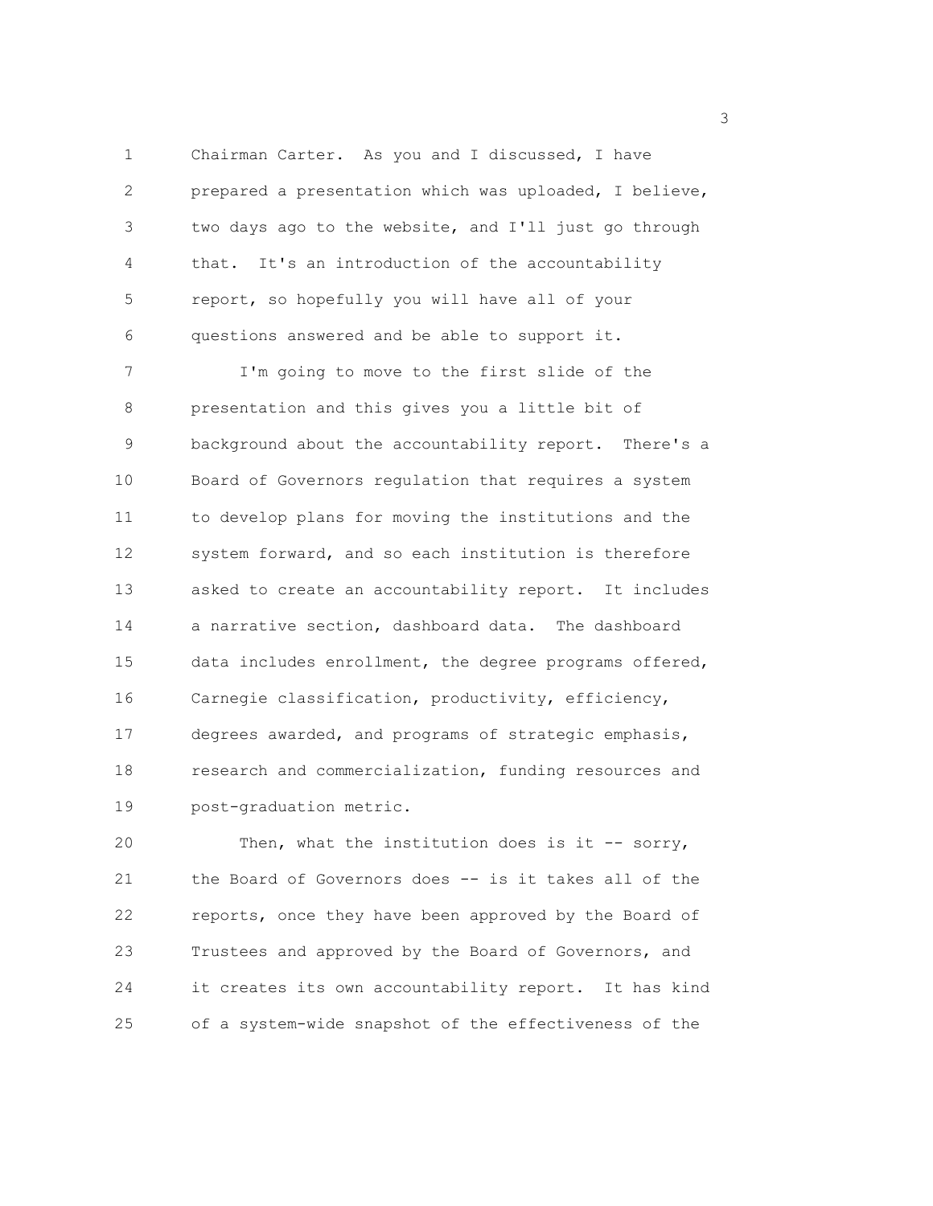Chairman Carter. As you and I discussed, I have prepared a presentation which was uploaded, I believe, two days ago to the website, and I'll just go through that. It's an introduction of the accountability report, so hopefully you will have all of your questions answered and be able to support it.

I'm going to move to the first slide of the presentation and this gives you a little bit of background about the accountability report. There's a Board of Governors regulation that requires a system to develop plans for moving the institutions and the system forward, and so each institution is therefore asked to create an accountability report. It includes a narrative section, dashboard data. The dashboard data includes enrollment, the degree programs offered, Carnegie classification, productivity, efficiency, degrees awarded, and programs of strategic emphasis, research and commercialization, funding resources and post-graduation metric.

Then, what the institution does is it -- sorry, the Board of Governors does -- is it takes all of the reports, once they have been approved by the Board of Trustees and approved by the Board of Governors, and it creates its own accountability report. It has kind of a system-wide snapshot of the effectiveness of the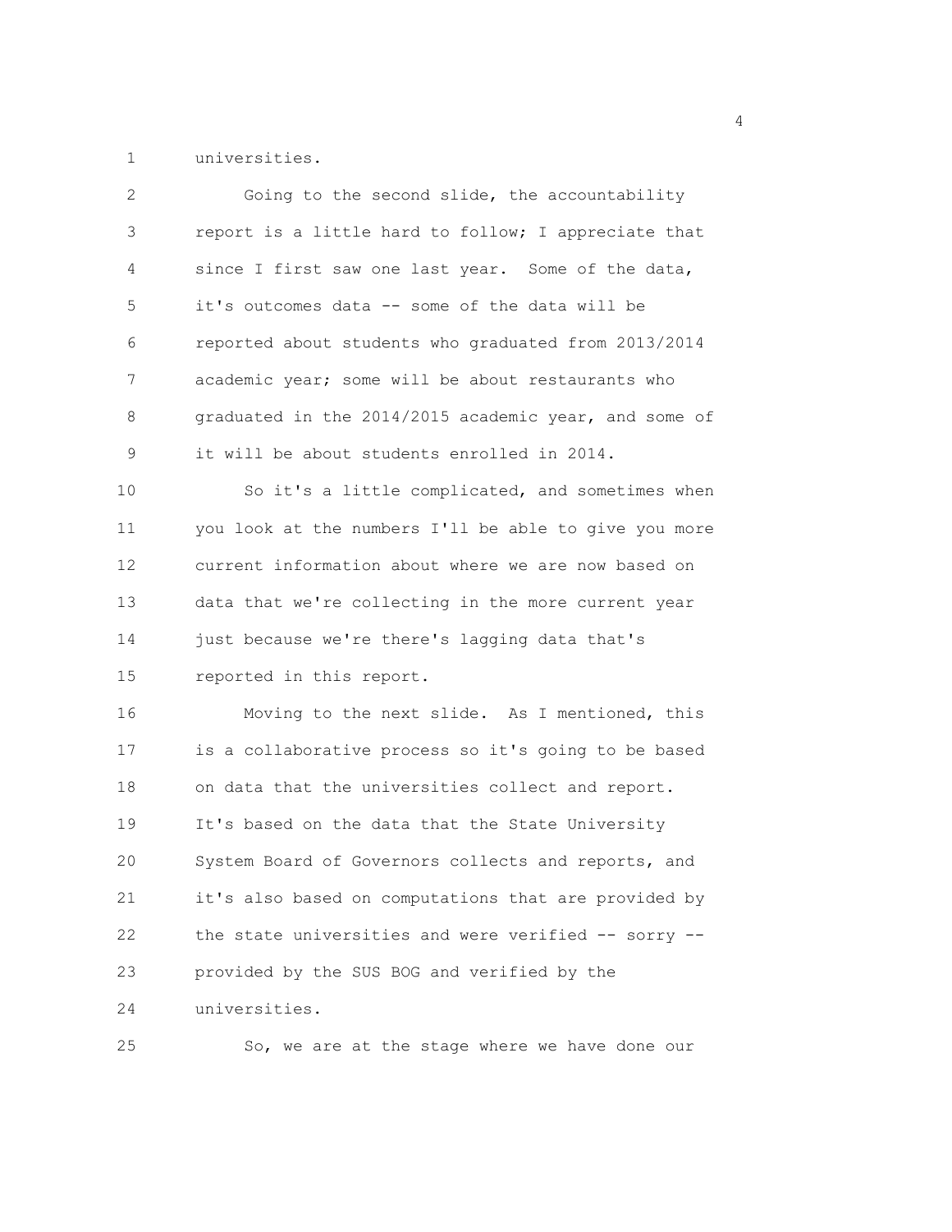universities.

Going to the second slide, the accountability report is a little hard to follow; I appreciate that since I first saw one last year. Some of the data, it's outcomes data -- some of the data will be reported about students who graduated from 2013/2014 academic year; some will be about restaurants who graduated in the 2014/2015 academic year, and some of it will be about students enrolled in 2014.

So it's a little complicated, and sometimes when you look at the numbers I'll be able to give you more current information about where we are now based on data that we're collecting in the more current year just because we're there's lagging data that's reported in this report.

Moving to the next slide. As I mentioned, this is a collaborative process so it's going to be based on data that the universities collect and report. It's based on the data that the State University System Board of Governors collects and reports, and it's also based on computations that are provided by the state universities and were verified -- sorry -- provided by the SUS BOG and verified by the universities.

So, we are at the stage where we have done our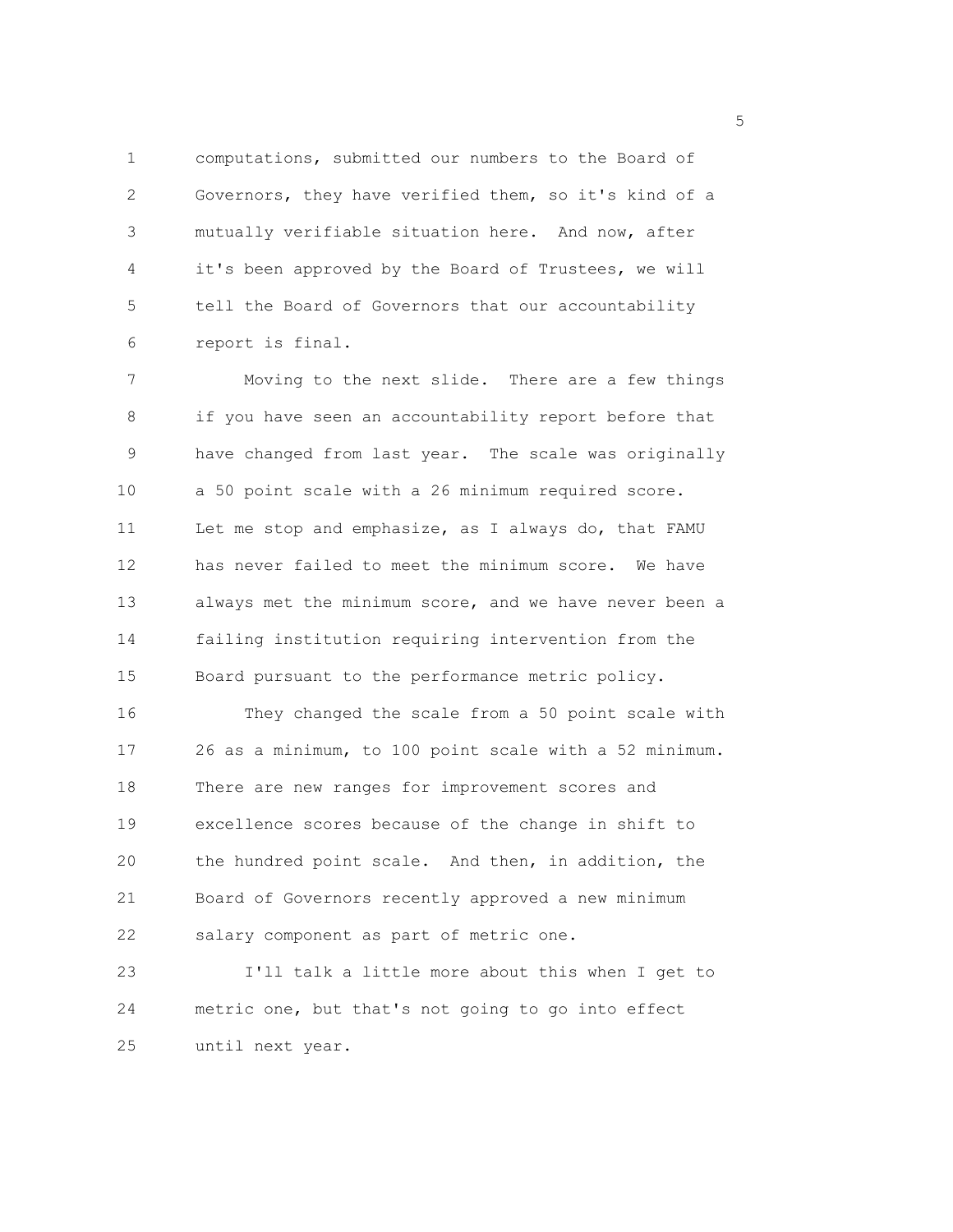computations, submitted our numbers to the Board of Governors, they have verified them, so it's kind of a mutually verifiable situation here. And now, after it's been approved by the Board of Trustees, we will tell the Board of Governors that our accountability report is final.

Moving to the next slide. There are a few things if you have seen an accountability report before that have changed from last year. The scale was originally a 50 point scale with a 26 minimum required score. Let me stop and emphasize, as I always do, that FAMU has never failed to meet the minimum score. We have always met the minimum score, and we have never been a failing institution requiring intervention from the Board pursuant to the performance metric policy.

They changed the scale from a 50 point scale with 26 as a minimum, to 100 point scale with a 52 minimum. There are new ranges for improvement scores and excellence scores because of the change in shift to the hundred point scale. And then, in addition, the Board of Governors recently approved a new minimum salary component as part of metric one.

I'll talk a little more about this when I get to metric one, but that's not going to go into effect until next year.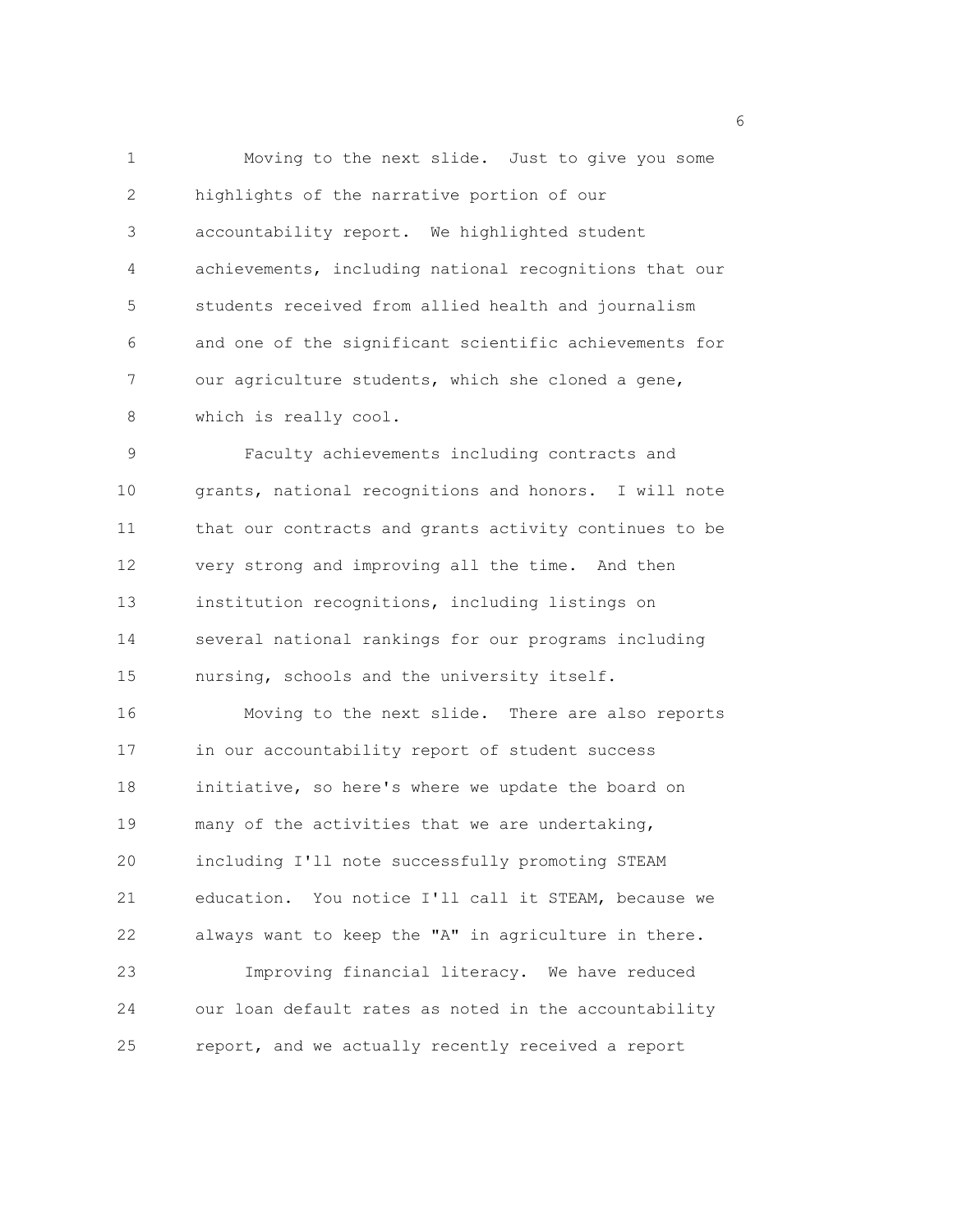Moving to the next slide. Just to give you some highlights of the narrative portion of our accountability report. We highlighted student achievements, including national recognitions that our students received from allied health and journalism and one of the significant scientific achievements for our agriculture students, which she cloned a gene, which is really cool.

Faculty achievements including contracts and grants, national recognitions and honors. I will note that our contracts and grants activity continues to be very strong and improving all the time. And then institution recognitions, including listings on several national rankings for our programs including nursing, schools and the university itself.

Moving to the next slide. There are also reports in our accountability report of student success initiative, so here's where we update the board on many of the activities that we are undertaking, including I'll note successfully promoting STEAM education. You notice I'll call it STEAM, because we always want to keep the "A" in agriculture in there.

Improving financial literacy. We have reduced our loan default rates as noted in the accountability report, and we actually recently received a report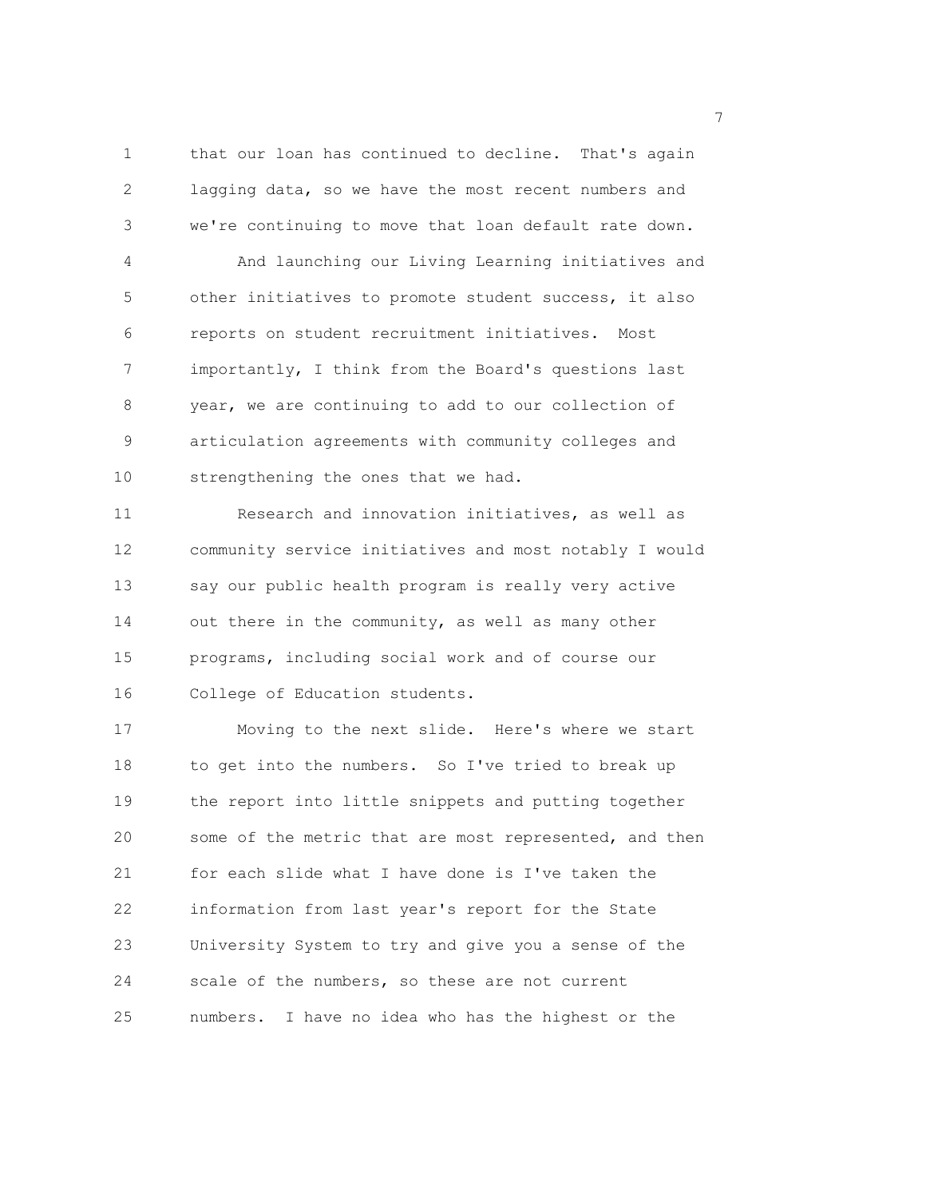that our loan has continued to decline. That's again lagging data, so we have the most recent numbers and we're continuing to move that loan default rate down.

And launching our Living Learning initiatives and other initiatives to promote student success, it also reports on student recruitment initiatives. Most importantly, I think from the Board's questions last year, we are continuing to add to our collection of articulation agreements with community colleges and strengthening the ones that we had.

Research and innovation initiatives, as well as community service initiatives and most notably I would say our public health program is really very active out there in the community, as well as many other programs, including social work and of course our College of Education students.

Moving to the next slide. Here's where we start to get into the numbers. So I've tried to break up the report into little snippets and putting together some of the metric that are most represented, and then for each slide what I have done is I've taken the information from last year's report for the State University System to try and give you a sense of the scale of the numbers, so these are not current numbers. I have no idea who has the highest or the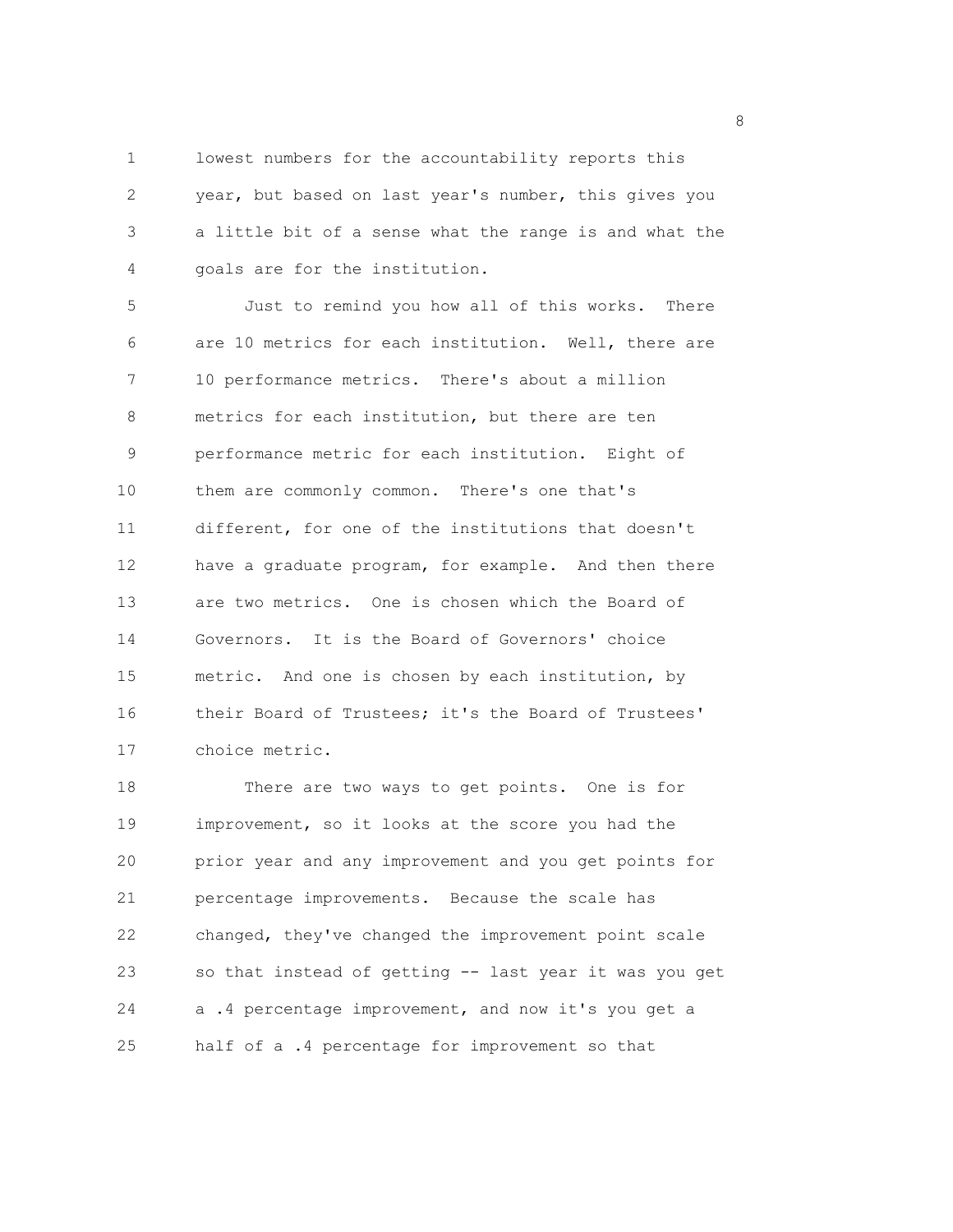lowest numbers for the accountability reports this year, but based on last year's number, this gives you a little bit of a sense what the range is and what the goals are for the institution.

Just to remind you how all of this works. There are 10 metrics for each institution. Well, there are 10 performance metrics. There's about a million metrics for each institution, but there are ten performance metric for each institution. Eight of them are commonly common. There's one that's different, for one of the institutions that doesn't have a graduate program, for example. And then there are two metrics. One is chosen which the Board of Governors. It is the Board of Governors' choice metric. And one is chosen by each institution, by their Board of Trustees; it's the Board of Trustees' choice metric.

There are two ways to get points. One is for improvement, so it looks at the score you had the prior year and any improvement and you get points for percentage improvements. Because the scale has changed, they've changed the improvement point scale so that instead of getting -- last year it was you get a .4 percentage improvement, and now it's you get a half of a .4 percentage for improvement so that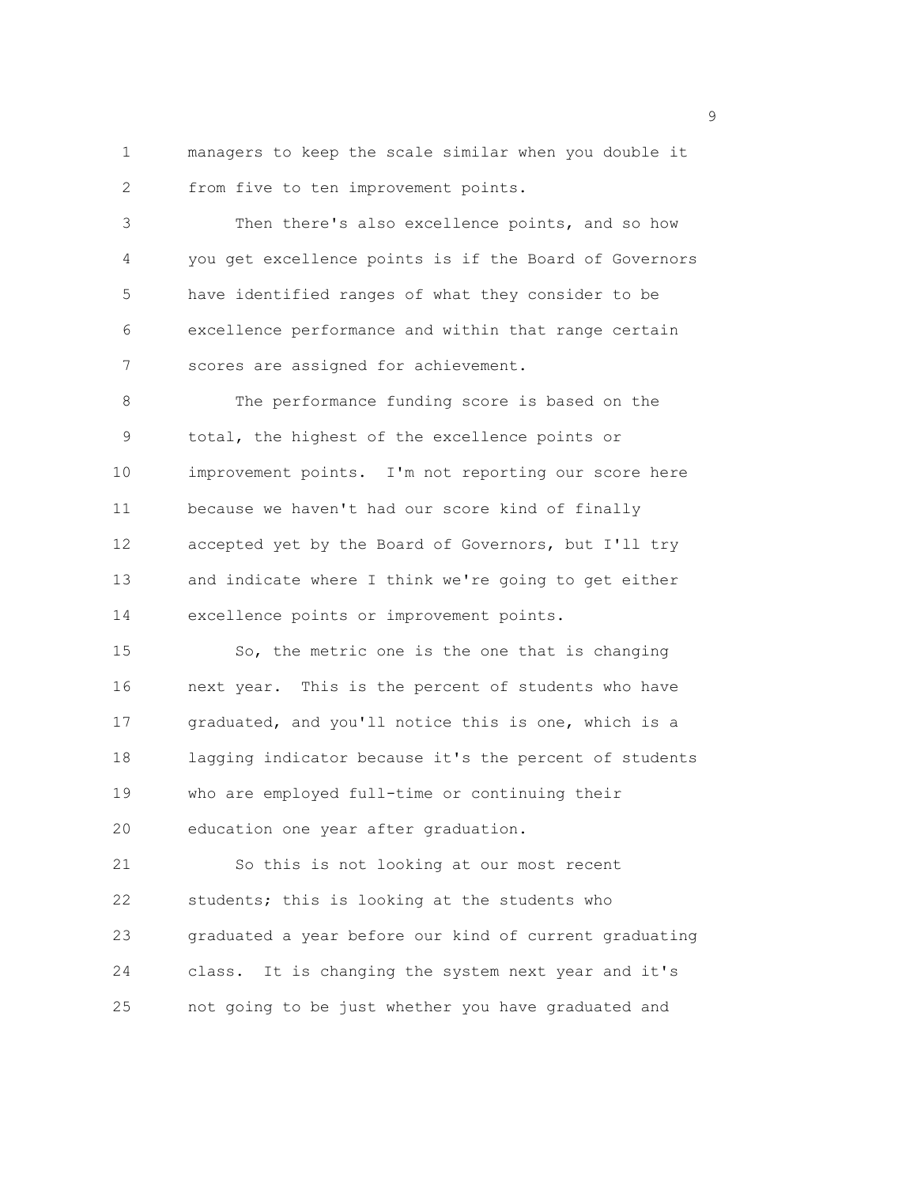managers to keep the scale similar when you double it from five to ten improvement points.

Then there's also excellence points, and so how you get excellence points is if the Board of Governors have identified ranges of what they consider to be excellence performance and within that range certain scores are assigned for achievement.

The performance funding score is based on the total, the highest of the excellence points or improvement points. I'm not reporting our score here because we haven't had our score kind of finally accepted yet by the Board of Governors, but I'll try and indicate where I think we're going to get either excellence points or improvement points.

So, the metric one is the one that is changing next year. This is the percent of students who have graduated, and you'll notice this is one, which is a lagging indicator because it's the percent of students who are employed full-time or continuing their education one year after graduation.

So this is not looking at our most recent students; this is looking at the students who graduated a year before our kind of current graduating class. It is changing the system next year and it's not going to be just whether you have graduated and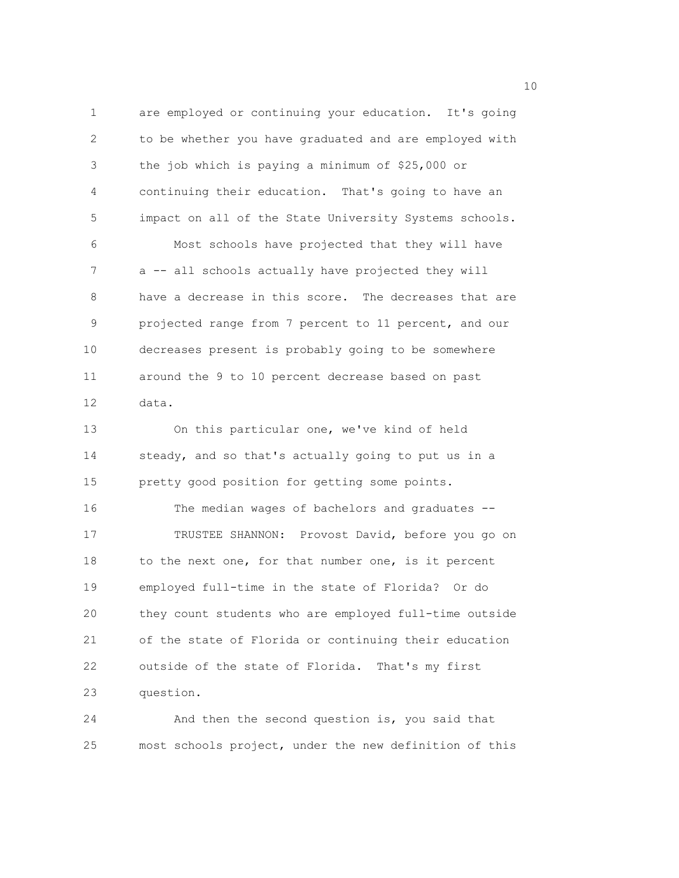are employed or continuing your education. It's going to be whether you have graduated and are employed with the job which is paying a minimum of $25,000 or continuing their education. That's going to have an impact on all of the State University Systems schools.

Most schools have projected that they will have a -- all schools actually have projected they will have a decrease in this score. The decreases that are projected range from 7 percent to 11 percent, and our decreases present is probably going to be somewhere around the 9 to 10 percent decrease based on past data.

On this particular one, we've kind of held steady, and so that's actually going to put us in a pretty good position for getting some points.

The median wages of bachelors and graduates --

TRUSTEE SHANNON: Provost David, before you go on to the next one, for that number one, is it percent employed full-time in the state of Florida? Or do they count students who are employed full-time outside of the state of Florida or continuing their education outside of the state of Florida. That's my first question.

And then the second question is, you said that most schools project, under the new definition of this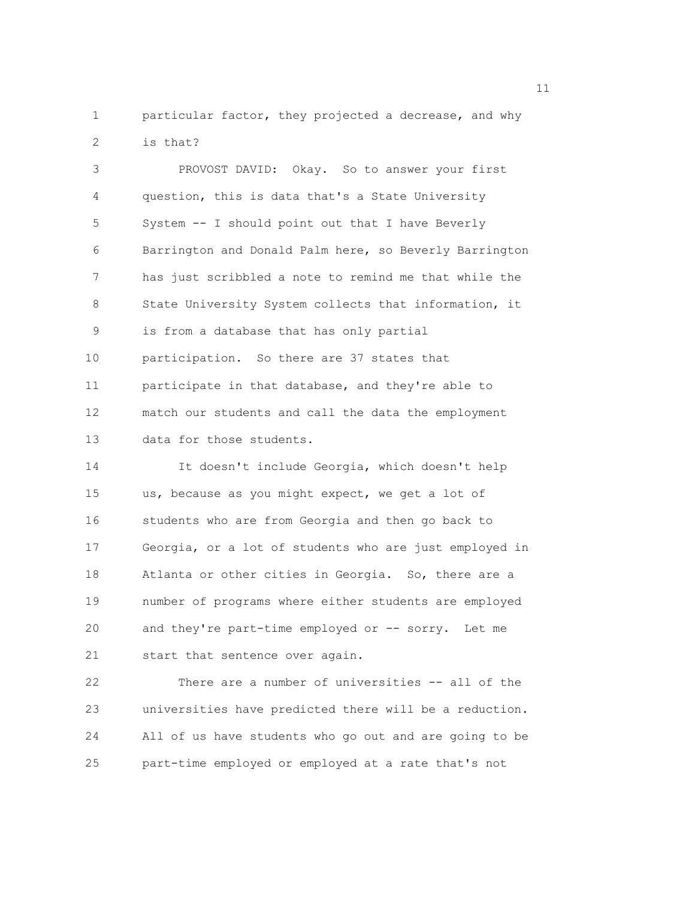particular factor, they projected a decrease, and why is that?

PROVOST DAVID: Okay. So to answer your first question, this is data that's a State University System -- I should point out that I have Beverly Barrington and Donald Palm here, so Beverly Barrington has just scribbled a note to remind me that while the State University System collects that information, it is from a database that has only partial participation. So there are 37 states that participate in that database, and they're able to match our students and call the data the employment data for those students.

It doesn't include Georgia, which doesn't help us, because as you might expect, we get a lot of students who are from Georgia and then go back to Georgia, or a lot of students who are just employed in Atlanta or other cities in Georgia. So, there are a number of programs where either students are employed and they're part-time employed or -- sorry. Let me start that sentence over again.

There are a number of universities -- all of the universities have predicted there will be a reduction. All of us have students who go out and are going to be part-time employed or employed at a rate that's not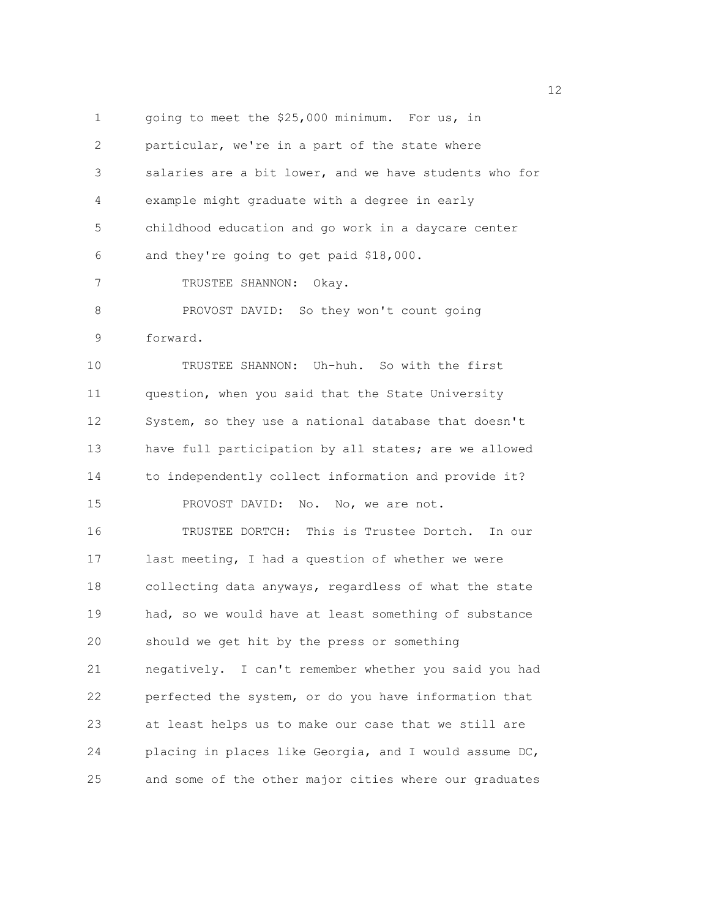going to meet the $25,000 minimum. For us, in particular, we're in a part of the state where salaries are a bit lower, and we have students who for example might graduate with a degree in early childhood education and go work in a daycare center and they're going to get paid $18,000.

TRUSTEE SHANNON: Okay.

PROVOST DAVID: So they won't count going forward.

TRUSTEE SHANNON: Uh-huh. So with the first question, when you said that the State University System, so they use a national database that doesn't have full participation by all states; are we allowed to independently collect information and provide it?

PROVOST DAVID: No. No, we are not.

TRUSTEE DORTCH: This is Trustee Dortch. In our last meeting, I had a question of whether we were collecting data anyways, regardless of what the state had, so we would have at least something of substance should we get hit by the press or something negatively. I can't remember whether you said you had perfected the system, or do you have information that at least helps us to make our case that we still are placing in places like Georgia, and I would assume DC, and some of the other major cities where our graduates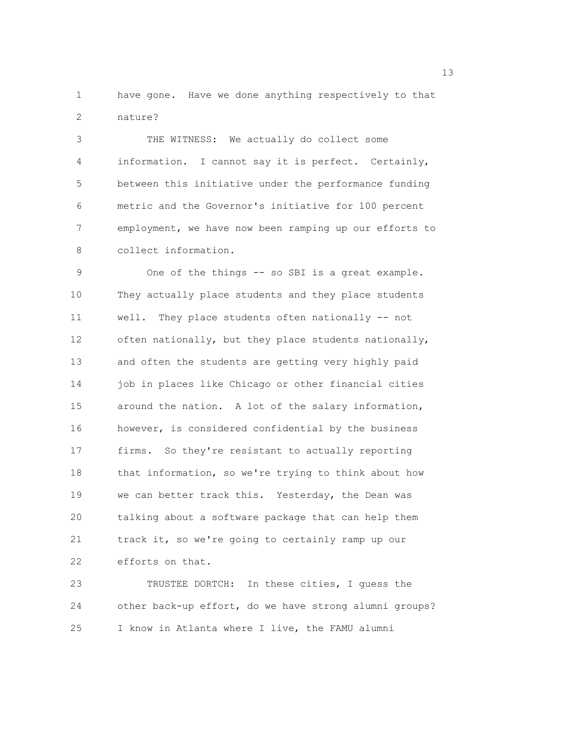have gone. Have we done anything respectively to that nature?

THE WITNESS: We actually do collect some information. I cannot say it is perfect. Certainly, between this initiative under the performance funding metric and the Governor's initiative for 100 percent employment, we have now been ramping up our efforts to collect information.

One of the things -- so SBI is a great example. They actually place students and they place students well. They place students often nationally -- not often nationally, but they place students nationally, and often the students are getting very highly paid job in places like Chicago or other financial cities around the nation. A lot of the salary information, however, is considered confidential by the business firms. So they're resistant to actually reporting that information, so we're trying to think about how we can better track this. Yesterday, the Dean was talking about a software package that can help them track it, so we're going to certainly ramp up our efforts on that.

TRUSTEE DORTCH: In these cities, I guess the other back-up effort, do we have strong alumni groups? I know in Atlanta where I live, the FAMU alumni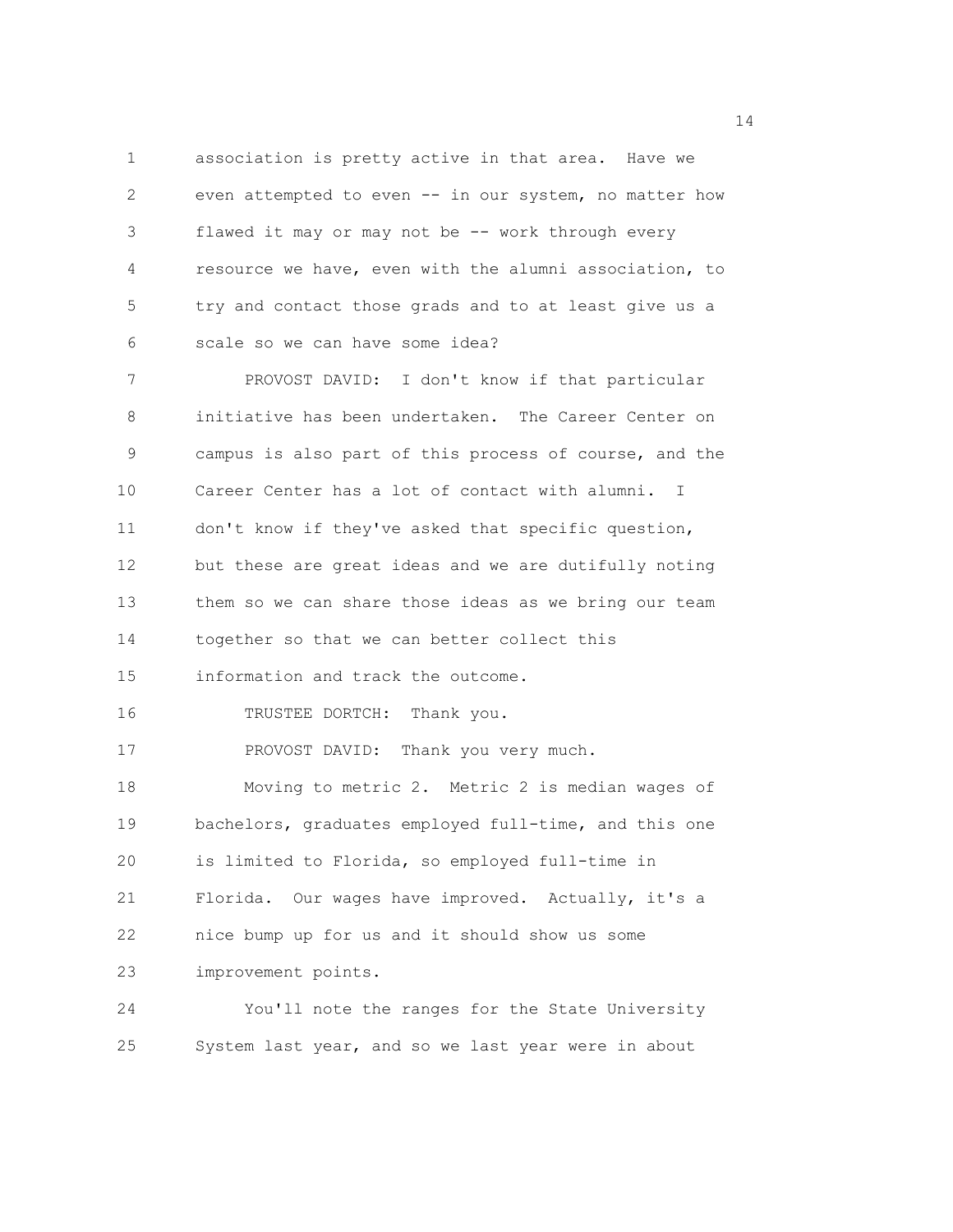association is pretty active in that area. Have we even attempted to even -- in our system, no matter how flawed it may or may not be -- work through every resource we have, even with the alumni association, to try and contact those grads and to at least give us a scale so we can have some idea?

PROVOST DAVID: I don't know if that particular initiative has been undertaken. The Career Center on campus is also part of this process of course, and the Career Center has a lot of contact with alumni. I don't know if they've asked that specific question, but these are great ideas and we are dutifully noting them so we can share those ideas as we bring our team together so that we can better collect this information and track the outcome.

TRUSTEE DORTCH: Thank you.

PROVOST DAVID: Thank you very much.

Moving to metric 2. Metric 2 is median wages of bachelors, graduates employed full-time, and this one is limited to Florida, so employed full-time in Florida. Our wages have improved. Actually, it's a nice bump up for us and it should show us some improvement points.

You'll note the ranges for the State University System last year, and so we last year were in about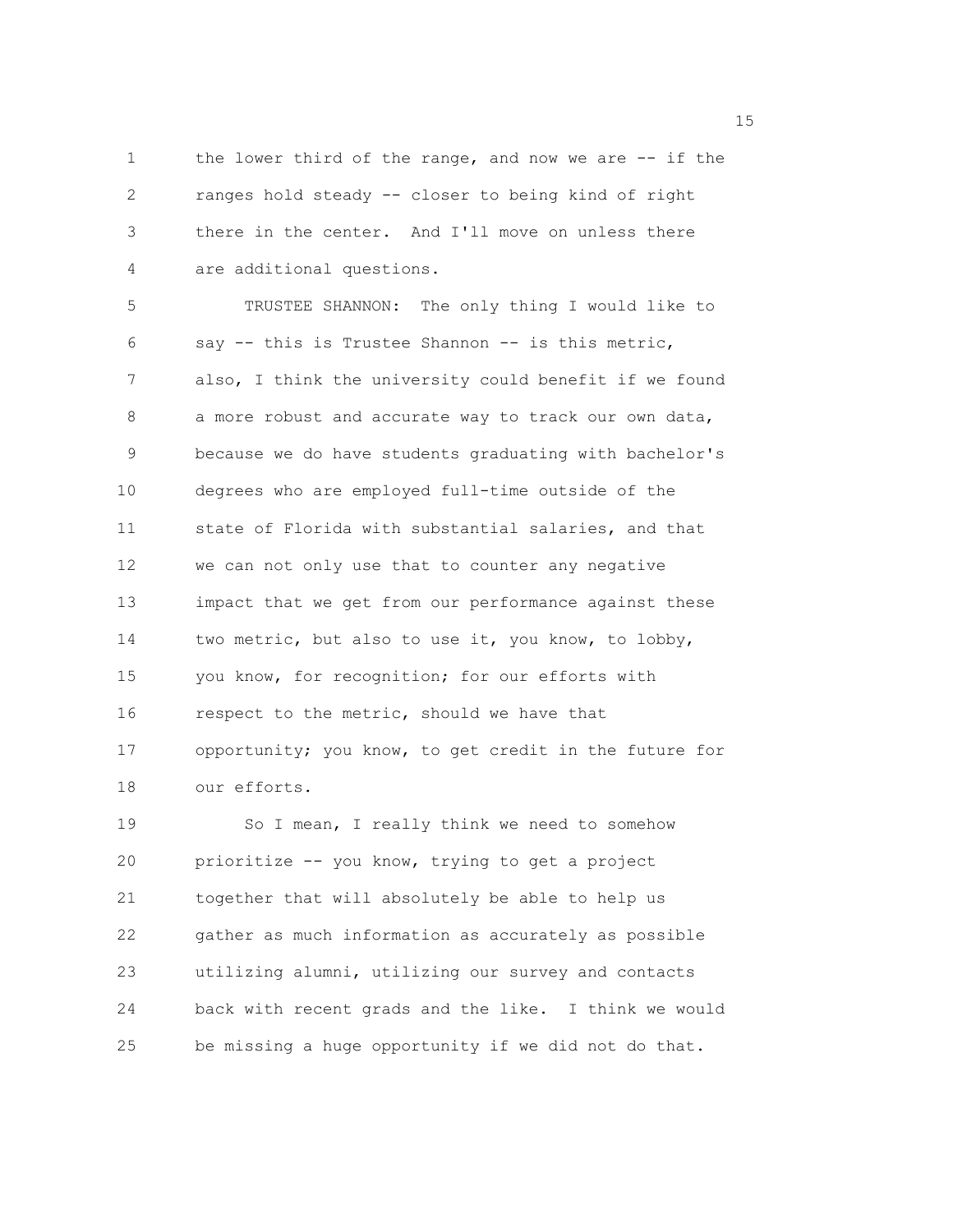the lower third of the range, and now we are -- if the ranges hold steady -- closer to being kind of right there in the center. And I'll move on unless there are additional questions.

TRUSTEE SHANNON: The only thing I would like to say -- this is Trustee Shannon -- is this metric, also, I think the university could benefit if we found a more robust and accurate way to track our own data, because we do have students graduating with bachelor's degrees who are employed full-time outside of the state of Florida with substantial salaries, and that we can not only use that to counter any negative impact that we get from our performance against these two metric, but also to use it, you know, to lobby, you know, for recognition; for our efforts with respect to the metric, should we have that opportunity; you know, to get credit in the future for our efforts.

So I mean, I really think we need to somehow prioritize -- you know, trying to get a project together that will absolutely be able to help us gather as much information as accurately as possible utilizing alumni, utilizing our survey and contacts back with recent grads and the like. I think we would be missing a huge opportunity if we did not do that.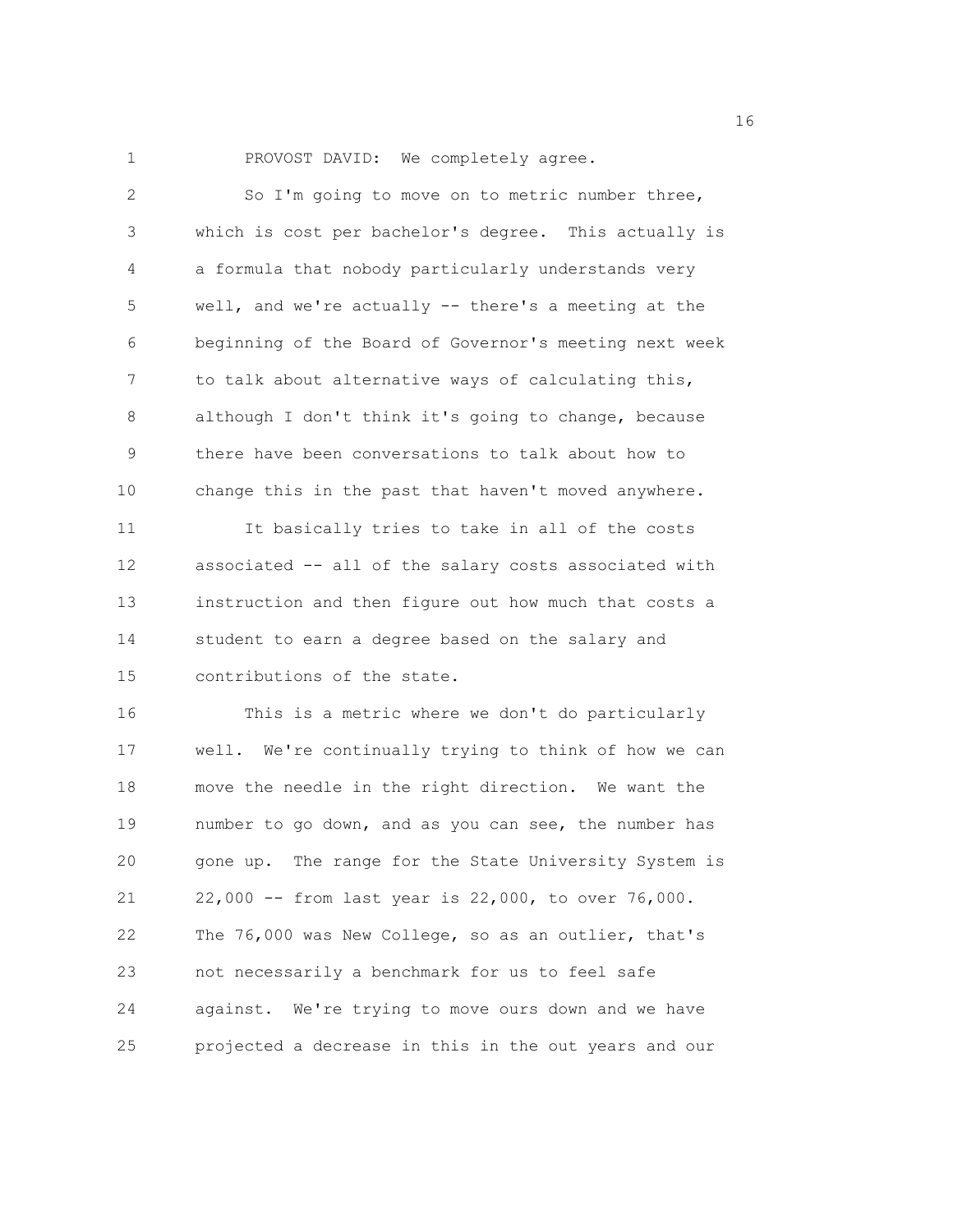PROVOST DAVID: We completely agree.

So I'm going to move on to metric number three, which is cost per bachelor's degree. This actually is a formula that nobody particularly understands very well, and we're actually -- there's a meeting at the beginning of the Board of Governor's meeting next week to talk about alternative ways of calculating this, although I don't think it's going to change, because there have been conversations to talk about how to change this in the past that haven't moved anywhere.

It basically tries to take in all of the costs associated -- all of the salary costs associated with instruction and then figure out how much that costs a student to earn a degree based on the salary and contributions of the state.

This is a metric where we don't do particularly well. We're continually trying to think of how we can move the needle in the right direction. We want the number to go down, and as you can see, the number has gone up. The range for the State University System is 22,000 -- from last year is 22,000, to over 76,000. The 76,000 was New College, so as an outlier, that's not necessarily a benchmark for us to feel safe against. We're trying to move ours down and we have projected a decrease in this in the out years and our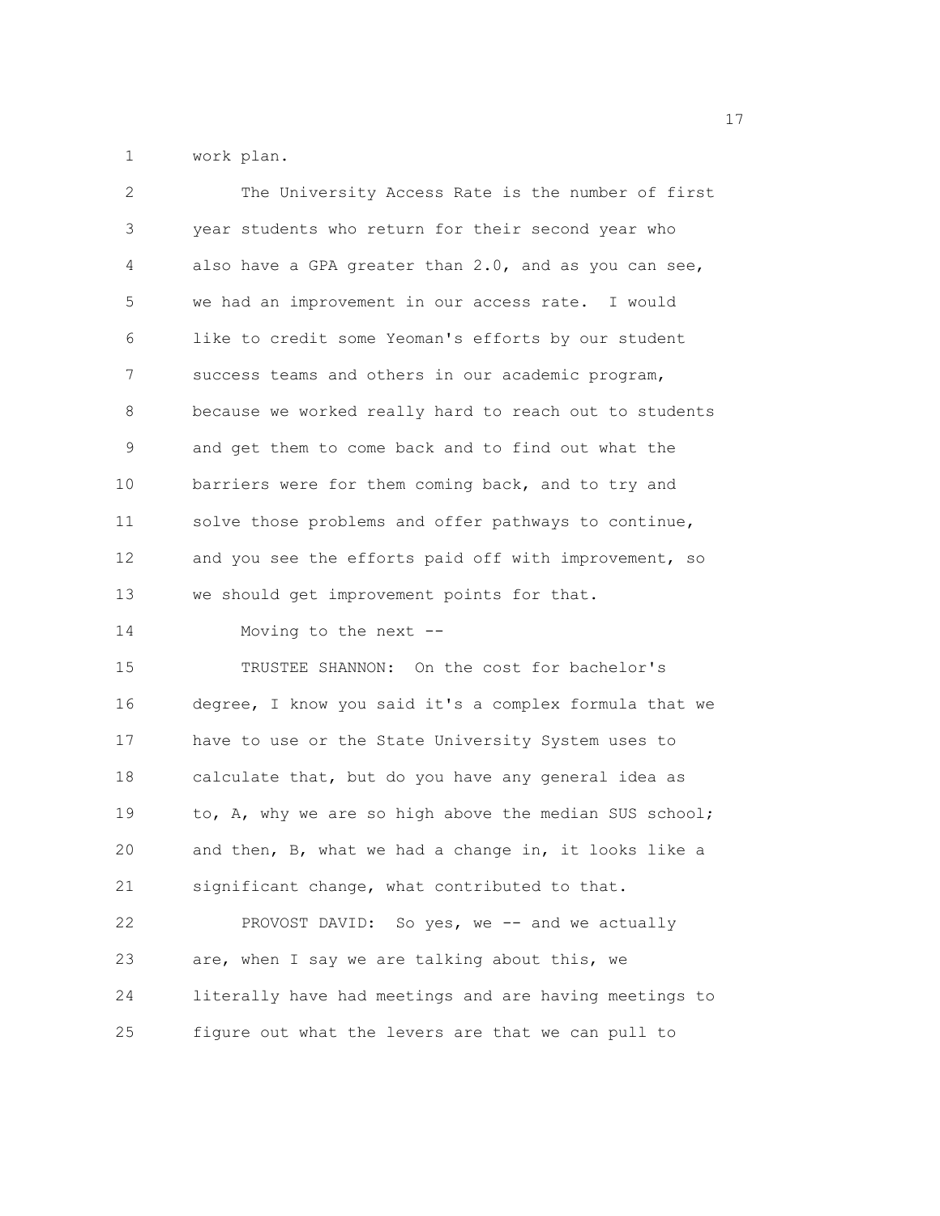work plan.

The University Access Rate is the number of first year students who return for their second year who also have a GPA greater than 2.0, and as you can see, we had an improvement in our access rate. I would like to credit some Yeoman's efforts by our student success teams and others in our academic program, because we worked really hard to reach out to students and get them to come back and to find out what the barriers were for them coming back, and to try and solve those problems and offer pathways to continue, and you see the efforts paid off with improvement, so we should get improvement points for that.

Moving to the next --

TRUSTEE SHANNON: On the cost for bachelor's degree, I know you said it's a complex formula that we have to use or the State University System uses to calculate that, but do you have any general idea as to, A, why we are so high above the median SUS school; and then, B, what we had a change in, it looks like a significant change, what contributed to that.

PROVOST DAVID: So yes, we -- and we actually are, when I say we are talking about this, we literally have had meetings and are having meetings to figure out what the levers are that we can pull to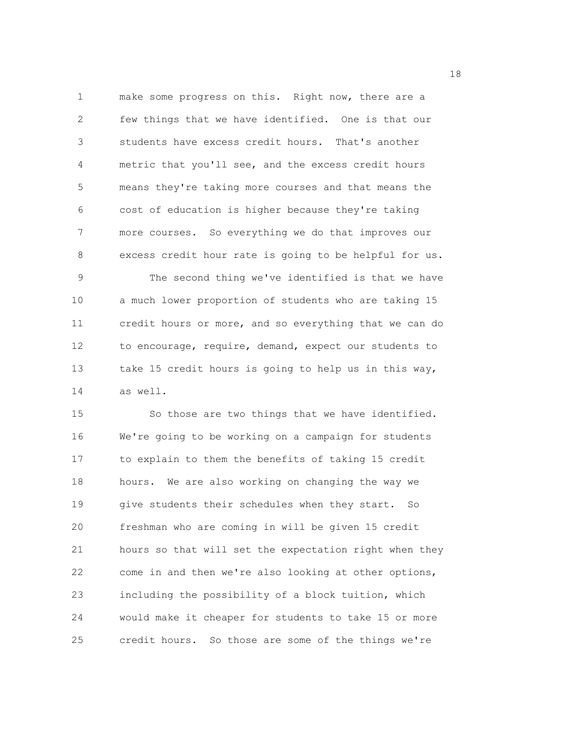make some progress on this. Right now, there are a few things that we have identified. One is that our students have excess credit hours. That's another metric that you'll see, and the excess credit hours means they're taking more courses and that means the cost of education is higher because they're taking more courses. So everything we do that improves our excess credit hour rate is going to be helpful for us.

The second thing we've identified is that we have a much lower proportion of students who are taking 15 credit hours or more, and so everything that we can do to encourage, require, demand, expect our students to take 15 credit hours is going to help us in this way, as well.

So those are two things that we have identified. We're going to be working on a campaign for students to explain to them the benefits of taking 15 credit hours. We are also working on changing the way we give students their schedules when they start. So freshman who are coming in will be given 15 credit hours so that will set the expectation right when they come in and then we're also looking at other options, including the possibility of a block tuition, which would make it cheaper for students to take 15 or more credit hours. So those are some of the things we're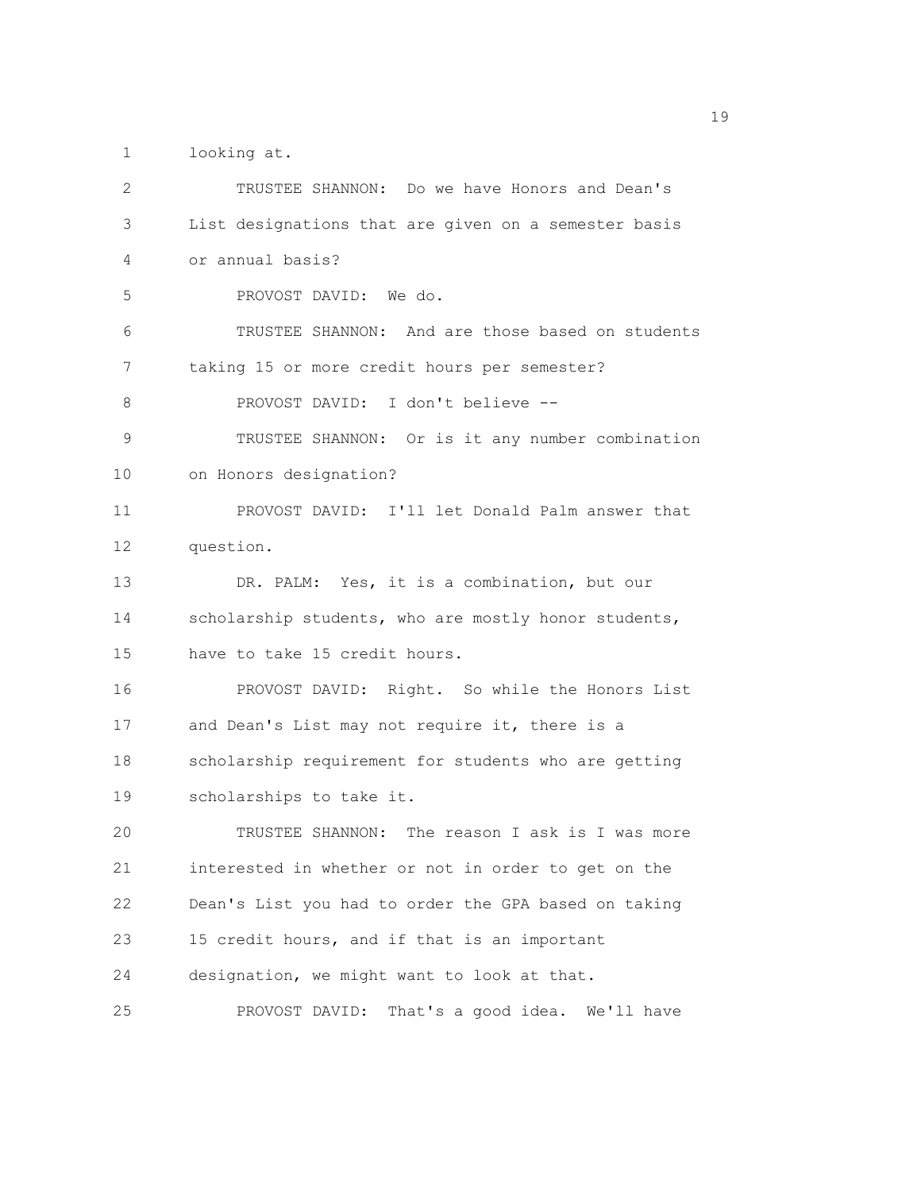looking at.

TRUSTEE SHANNON: Do we have Honors and Dean's List designations that are given on a semester basis or annual basis?

PROVOST DAVID: We do.

TRUSTEE SHANNON: And are those based on students taking 15 or more credit hours per semester?

PROVOST DAVID: I don't believe --

TRUSTEE SHANNON: Or is it any number combination on Honors designation?

PROVOST DAVID: I'll let Donald Palm answer that question.

DR. PALM: Yes, it is a combination, but our scholarship students, who are mostly honor students, have to take 15 credit hours.

PROVOST DAVID: Right. So while the Honors List and Dean's List may not require it, there is a scholarship requirement for students who are getting scholarships to take it.

TRUSTEE SHANNON: The reason I ask is I was more interested in whether or not in order to get on the Dean's List you had to order the GPA based on taking 15 credit hours, and if that is an important designation, we might want to look at that.

PROVOST DAVID: That's a good idea. We'll have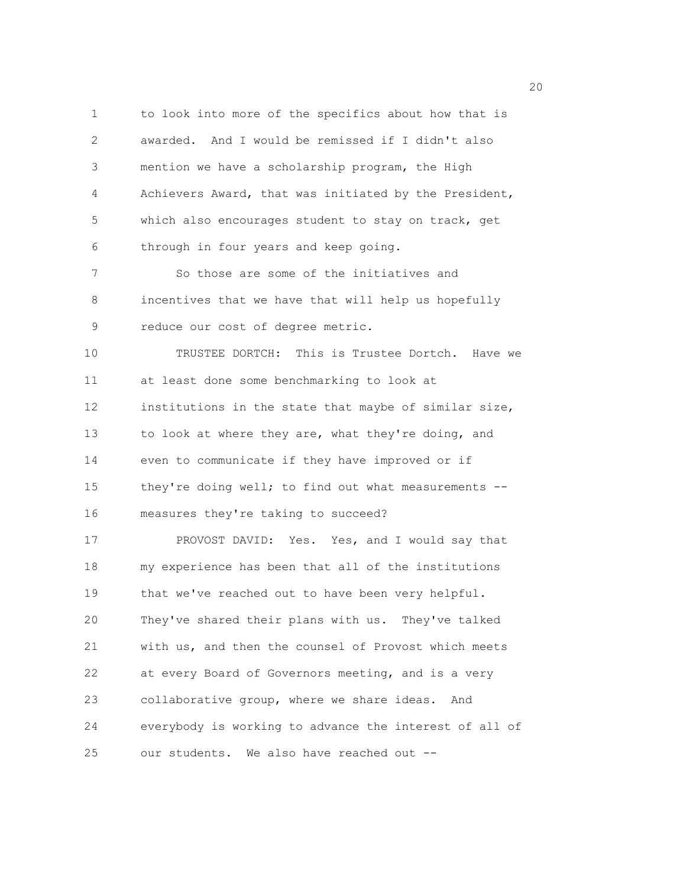to look into more of the specifics about how that is awarded. And I would be remissed if I didn't also mention we have a scholarship program, the High Achievers Award, that was initiated by the President, which also encourages student to stay on track, get through in four years and keep going.

So those are some of the initiatives and incentives that we have that will help us hopefully reduce our cost of degree metric.

TRUSTEE DORTCH: This is Trustee Dortch. Have we at least done some benchmarking to look at institutions in the state that maybe of similar size, to look at where they are, what they're doing, and even to communicate if they have improved or if they're doing well; to find out what measurements -- measures they're taking to succeed?

PROVOST DAVID: Yes. Yes, and I would say that my experience has been that all of the institutions that we've reached out to have been very helpful. They've shared their plans with us. They've talked with us, and then the counsel of Provost which meets at every Board of Governors meeting, and is a very collaborative group, where we share ideas. And everybody is working to advance the interest of all of our students. We also have reached out --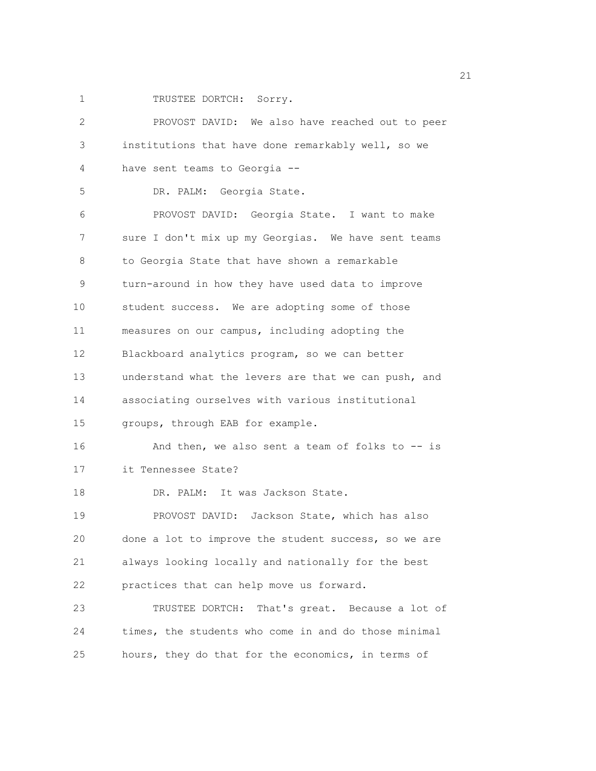TRUSTEE DORTCH: Sorry.

PROVOST DAVID: We also have reached out to peer institutions that have done remarkably well, so we have sent teams to Georgia --

DR. PALM: Georgia State.

PROVOST DAVID: Georgia State. I want to make sure I don't mix up my Georgias. We have sent teams to Georgia State that have shown a remarkable turn-around in how they have used data to improve student success. We are adopting some of those measures on our campus, including adopting the Blackboard analytics program, so we can better understand what the levers are that we can push, and associating ourselves with various institutional groups, through EAB for example.

And then, we also sent a team of folks to -- is it Tennessee State?

DR. PALM: It was Jackson State.

PROVOST DAVID: Jackson State, which has also done a lot to improve the student success, so we are always looking locally and nationally for the best practices that can help move us forward.

TRUSTEE DORTCH: That's great. Because a lot of times, the students who come in and do those minimal hours, they do that for the economics, in terms of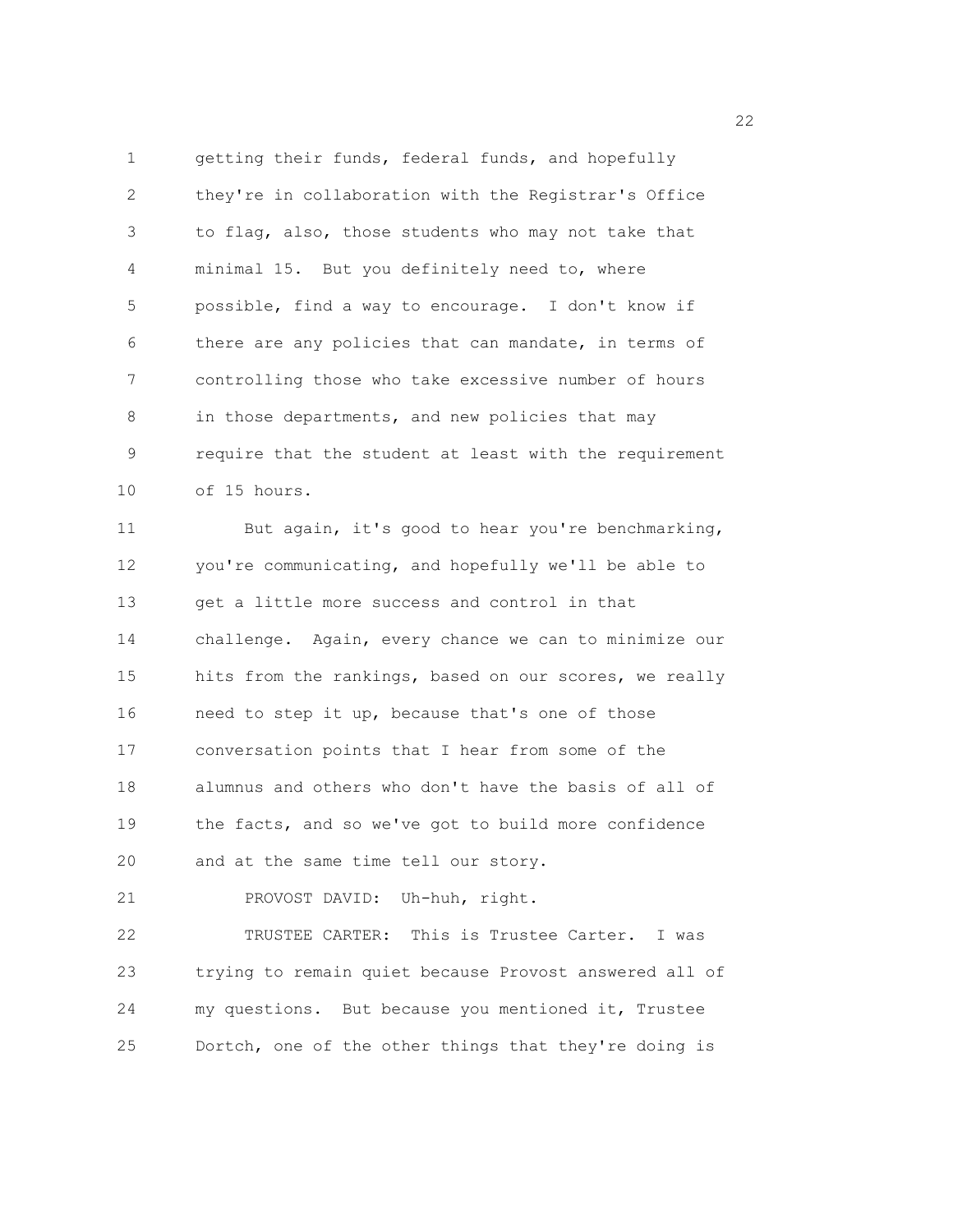getting their funds, federal funds, and hopefully they're in collaboration with the Registrar's Office to flag, also, those students who may not take that minimal 15. But you definitely need to, where possible, find a way to encourage. I don't know if there are any policies that can mandate, in terms of controlling those who take excessive number of hours in those departments, and new policies that may require that the student at least with the requirement of 15 hours.

But again, it's good to hear you're benchmarking, you're communicating, and hopefully we'll be able to get a little more success and control in that challenge. Again, every chance we can to minimize our hits from the rankings, based on our scores, we really need to step it up, because that's one of those conversation points that I hear from some of the alumnus and others who don't have the basis of all of the facts, and so we've got to build more confidence and at the same time tell our story.

PROVOST DAVID: Uh-huh, right.

TRUSTEE CARTER: This is Trustee Carter. I was trying to remain quiet because Provost answered all of my questions. But because you mentioned it, Trustee Dortch, one of the other things that they're doing is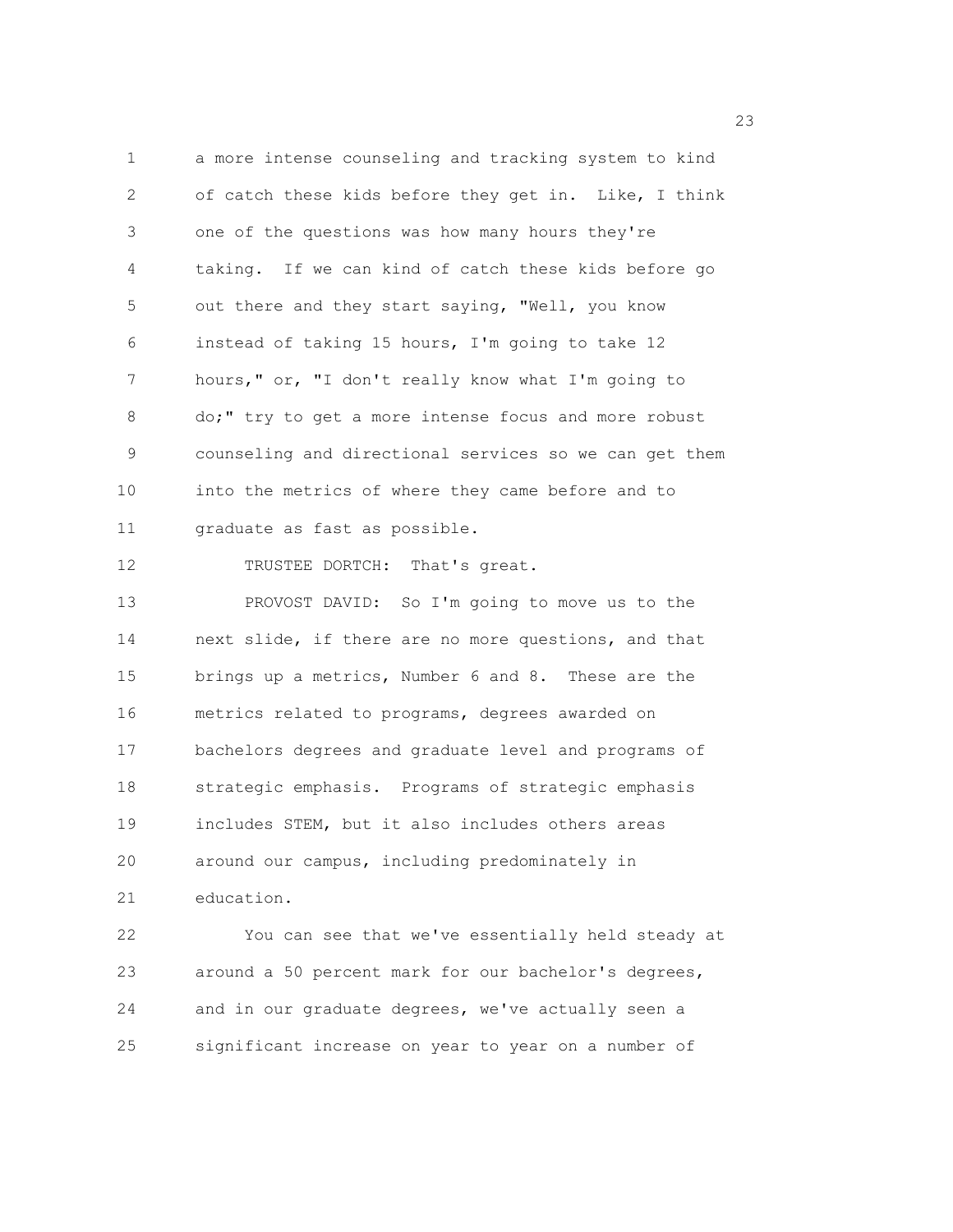a more intense counseling and tracking system to kind of catch these kids before they get in. Like, I think one of the questions was how many hours they're taking. If we can kind of catch these kids before go out there and they start saying, "Well, you know instead of taking 15 hours, I'm going to take 12 hours," or, "I don't really know what I'm going to do;" try to get a more intense focus and more robust counseling and directional services so we can get them into the metrics of where they came before and to graduate as fast as possible.

TRUSTEE DORTCH: That's great.

PROVOST DAVID: So I'm going to move us to the next slide, if there are no more questions, and that brings up a metrics, Number 6 and 8. These are the metrics related to programs, degrees awarded on bachelors degrees and graduate level and programs of strategic emphasis. Programs of strategic emphasis includes STEM, but it also includes others areas around our campus, including predominately in education.

You can see that we've essentially held steady at around a 50 percent mark for our bachelor's degrees, and in our graduate degrees, we've actually seen a significant increase on year to year on a number of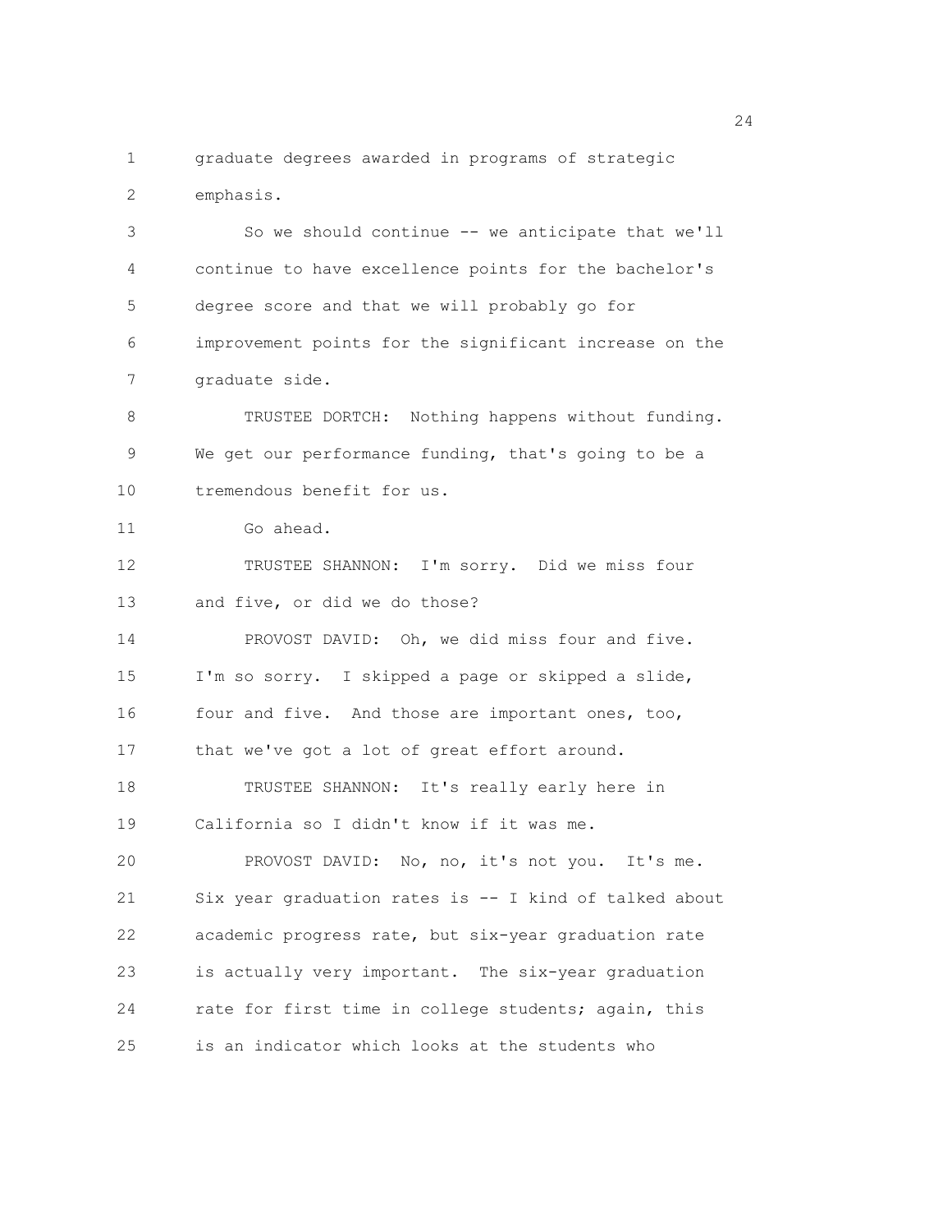graduate degrees awarded in programs of strategic emphasis.

So we should continue -- we anticipate that we'll continue to have excellence points for the bachelor's degree score and that we will probably go for improvement points for the significant increase on the graduate side.

TRUSTEE DORTCH: Nothing happens without funding. We get our performance funding, that's going to be a tremendous benefit for us.

Go ahead.

TRUSTEE SHANNON: I'm sorry. Did we miss four and five, or did we do those?

PROVOST DAVID: Oh, we did miss four and five. I'm so sorry. I skipped a page or skipped a slide, four and five. And those are important ones, too, that we've got a lot of great effort around.

TRUSTEE SHANNON: It's really early here in California so I didn't know if it was me.

PROVOST DAVID: No, no, it's not you. It's me. Six year graduation rates is -- I kind of talked about academic progress rate, but six-year graduation rate is actually very important. The six-year graduation rate for first time in college students; again, this is an indicator which looks at the students who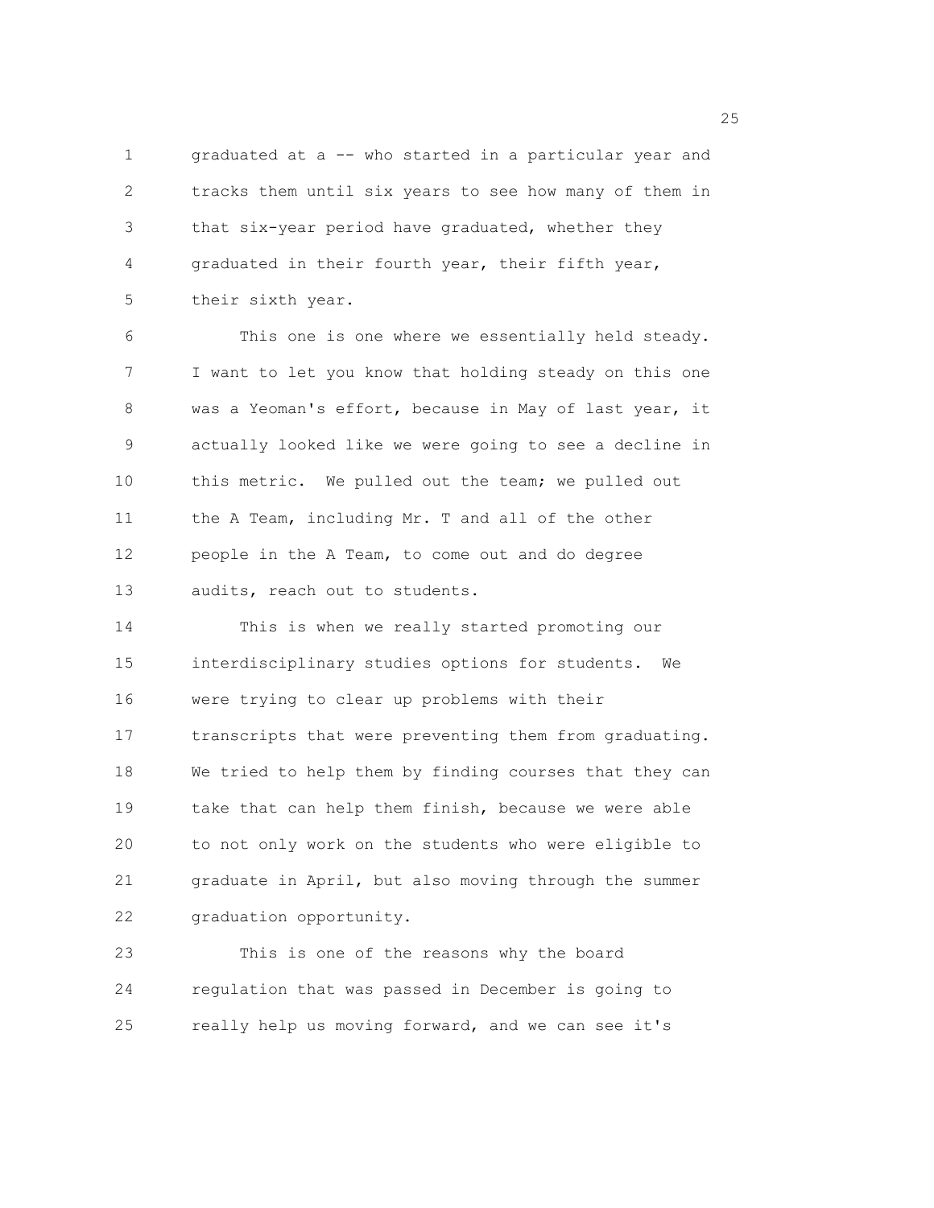graduated at a -- who started in a particular year and tracks them until six years to see how many of them in that six-year period have graduated, whether they graduated in their fourth year, their fifth year, their sixth year.

This one is one where we essentially held steady. I want to let you know that holding steady on this one was a Yeoman's effort, because in May of last year, it actually looked like we were going to see a decline in this metric. We pulled out the team; we pulled out the A Team, including Mr. T and all of the other people in the A Team, to come out and do degree audits, reach out to students.

This is when we really started promoting our interdisciplinary studies options for students. We were trying to clear up problems with their transcripts that were preventing them from graduating. We tried to help them by finding courses that they can take that can help them finish, because we were able to not only work on the students who were eligible to graduate in April, but also moving through the summer graduation opportunity.

This is one of the reasons why the board regulation that was passed in December is going to really help us moving forward, and we can see it's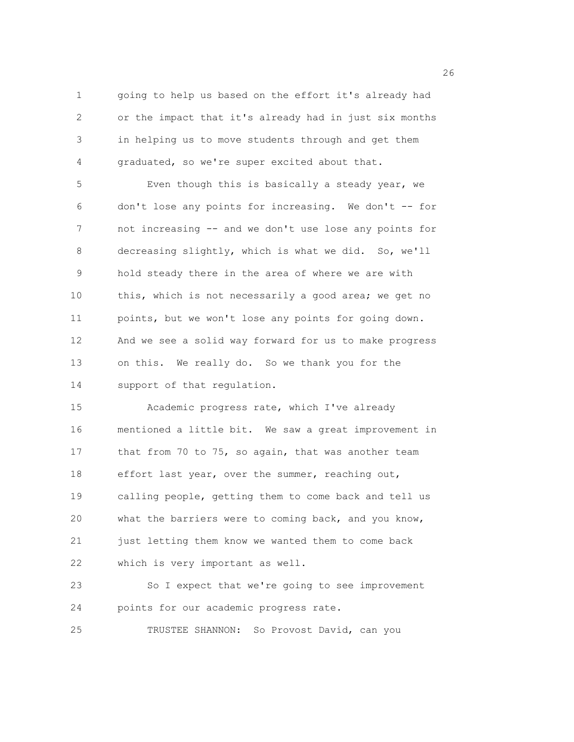going to help us based on the effort it's already had or the impact that it's already had in just six months in helping us to move students through and get them graduated, so we're super excited about that.

Even though this is basically a steady year, we don't lose any points for increasing. We don't -- for not increasing -- and we don't use lose any points for decreasing slightly, which is what we did. So, we'll hold steady there in the area of where we are with this, which is not necessarily a good area; we get no points, but we won't lose any points for going down. And we see a solid way forward for us to make progress on this. We really do. So we thank you for the support of that regulation.

Academic progress rate, which I've already mentioned a little bit. We saw a great improvement in that from 70 to 75, so again, that was another team effort last year, over the summer, reaching out, calling people, getting them to come back and tell us what the barriers were to coming back, and you know, just letting them know we wanted them to come back which is very important as well.

So I expect that we're going to see improvement points for our academic progress rate.

TRUSTEE SHANNON: So Provost David, can you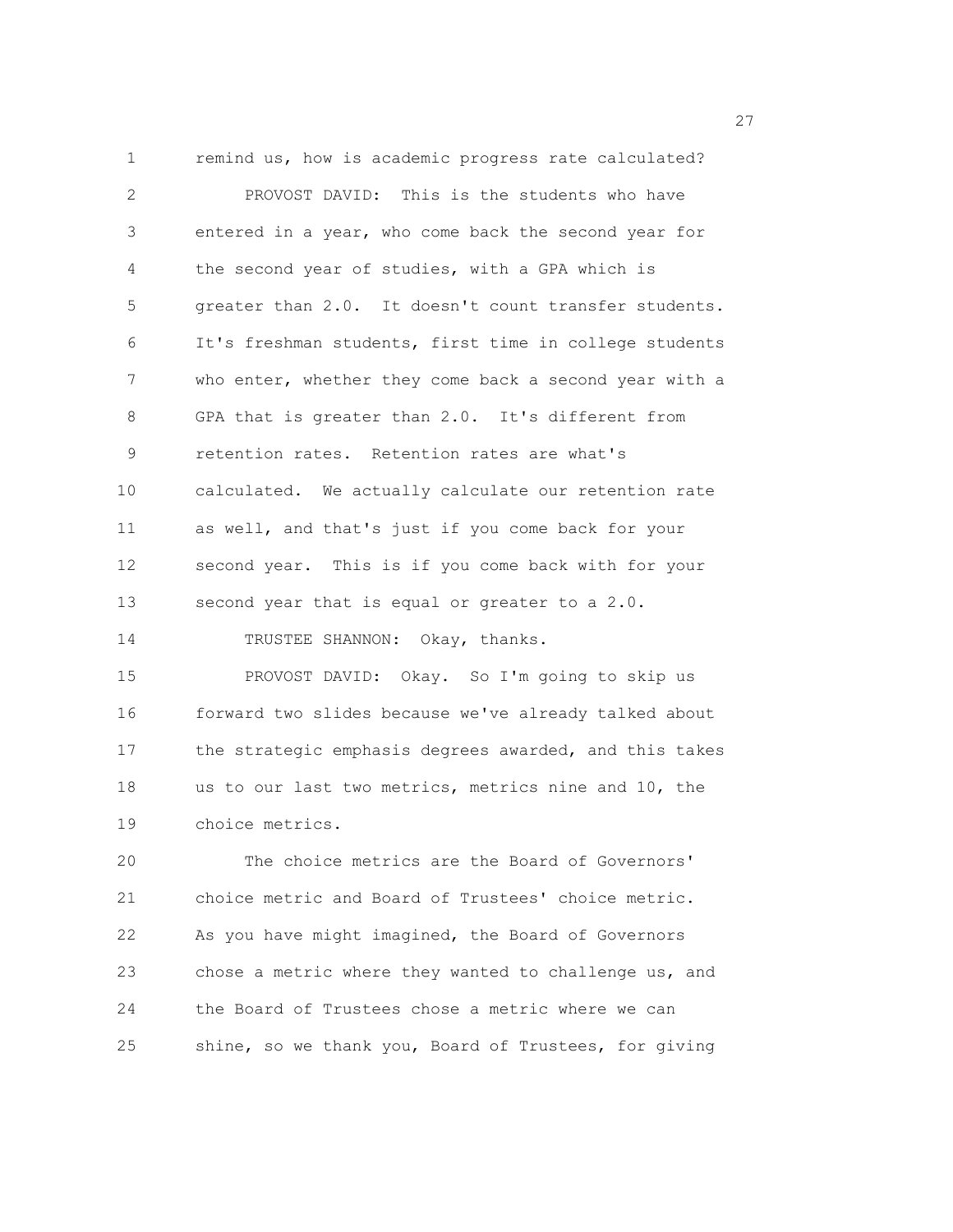remind us, how is academic progress rate calculated?

PROVOST DAVID: This is the students who have entered in a year, who come back the second year for the second year of studies, with a GPA which is greater than 2.0. It doesn't count transfer students. It's freshman students, first time in college students who enter, whether they come back a second year with a GPA that is greater than 2.0. It's different from retention rates. Retention rates are what's calculated. We actually calculate our retention rate as well, and that's just if you come back for your second year. This is if you come back with for your second year that is equal or greater to a 2.0.

TRUSTEE SHANNON: Okay, thanks.

PROVOST DAVID: Okay. So I'm going to skip us forward two slides because we've already talked about the strategic emphasis degrees awarded, and this takes us to our last two metrics, metrics nine and 10, the choice metrics.

The choice metrics are the Board of Governors' choice metric and Board of Trustees' choice metric. As you have might imagined, the Board of Governors chose a metric where they wanted to challenge us, and the Board of Trustees chose a metric where we can shine, so we thank you, Board of Trustees, for giving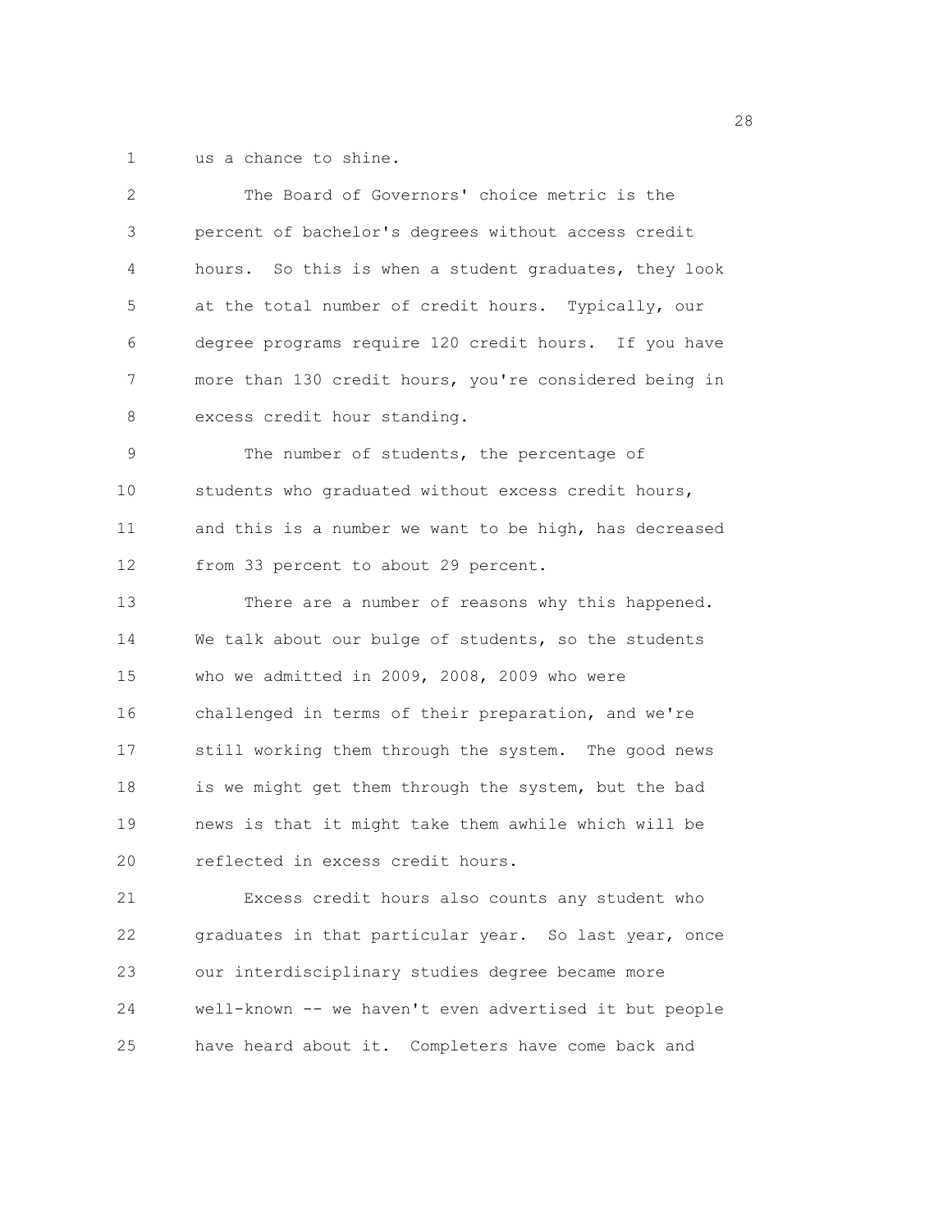us a chance to shine.

The Board of Governors' choice metric is the percent of bachelor's degrees without access credit hours. So this is when a student graduates, they look at the total number of credit hours. Typically, our degree programs require 120 credit hours. If you have more than 130 credit hours, you're considered being in excess credit hour standing.

The number of students, the percentage of students who graduated without excess credit hours, and this is a number we want to be high, has decreased from 33 percent to about 29 percent.

There are a number of reasons why this happened. We talk about our bulge of students, so the students who we admitted in 2009, 2008, 2009 who were challenged in terms of their preparation, and we're still working them through the system. The good news is we might get them through the system, but the bad news is that it might take them awhile which will be reflected in excess credit hours.

Excess credit hours also counts any student who graduates in that particular year. So last year, once our interdisciplinary studies degree became more well-known -- we haven't even advertised it but people have heard about it. Completers have come back and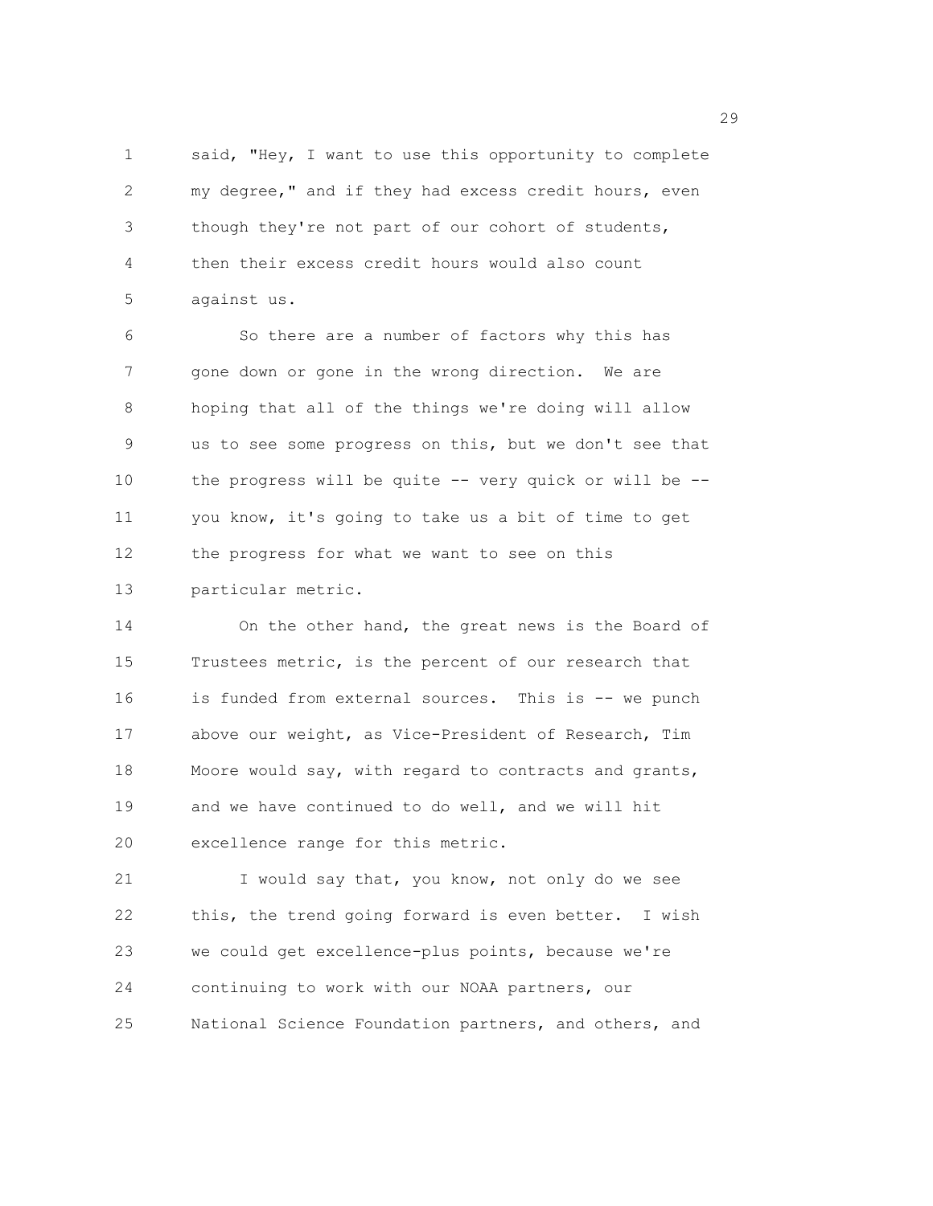said, "Hey, I want to use this opportunity to complete my degree," and if they had excess credit hours, even though they're not part of our cohort of students, then their excess credit hours would also count against us.

So there are a number of factors why this has gone down or gone in the wrong direction. We are hoping that all of the things we're doing will allow us to see some progress on this, but we don't see that the progress will be quite -- very quick or will be -- you know, it's going to take us a bit of time to get the progress for what we want to see on this particular metric.

On the other hand, the great news is the Board of Trustees metric, is the percent of our research that is funded from external sources. This is -- we punch above our weight, as Vice-President of Research, Tim Moore would say, with regard to contracts and grants, and we have continued to do well, and we will hit excellence range for this metric.

I would say that, you know, not only do we see this, the trend going forward is even better. I wish we could get excellence-plus points, because we're continuing to work with our NOAA partners, our National Science Foundation partners, and others, and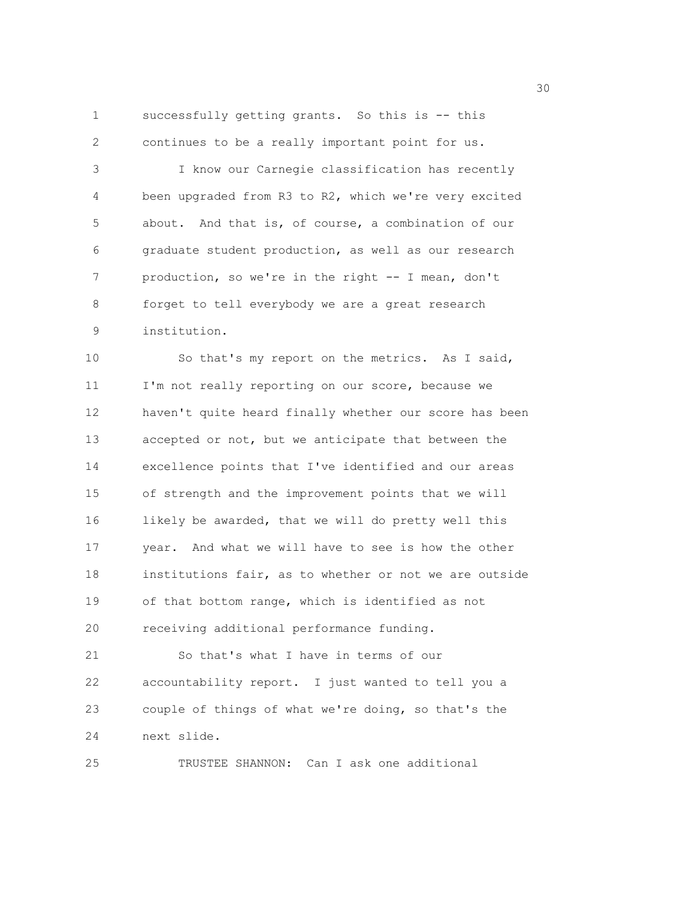successfully getting grants. So this is -- this continues to be a really important point for us.

I know our Carnegie classification has recently been upgraded from R3 to R2, which we're very excited about. And that is, of course, a combination of our graduate student production, as well as our research production, so we're in the right -- I mean, don't forget to tell everybody we are a great research institution.

So that's my report on the metrics. As I said, I'm not really reporting on our score, because we haven't quite heard finally whether our score has been accepted or not, but we anticipate that between the excellence points that I've identified and our areas of strength and the improvement points that we will likely be awarded, that we will do pretty well this year. And what we will have to see is how the other institutions fair, as to whether or not we are outside of that bottom range, which is identified as not receiving additional performance funding.

So that's what I have in terms of our accountability report. I just wanted to tell you a couple of things of what we're doing, so that's the next slide.

TRUSTEE SHANNON: Can I ask one additional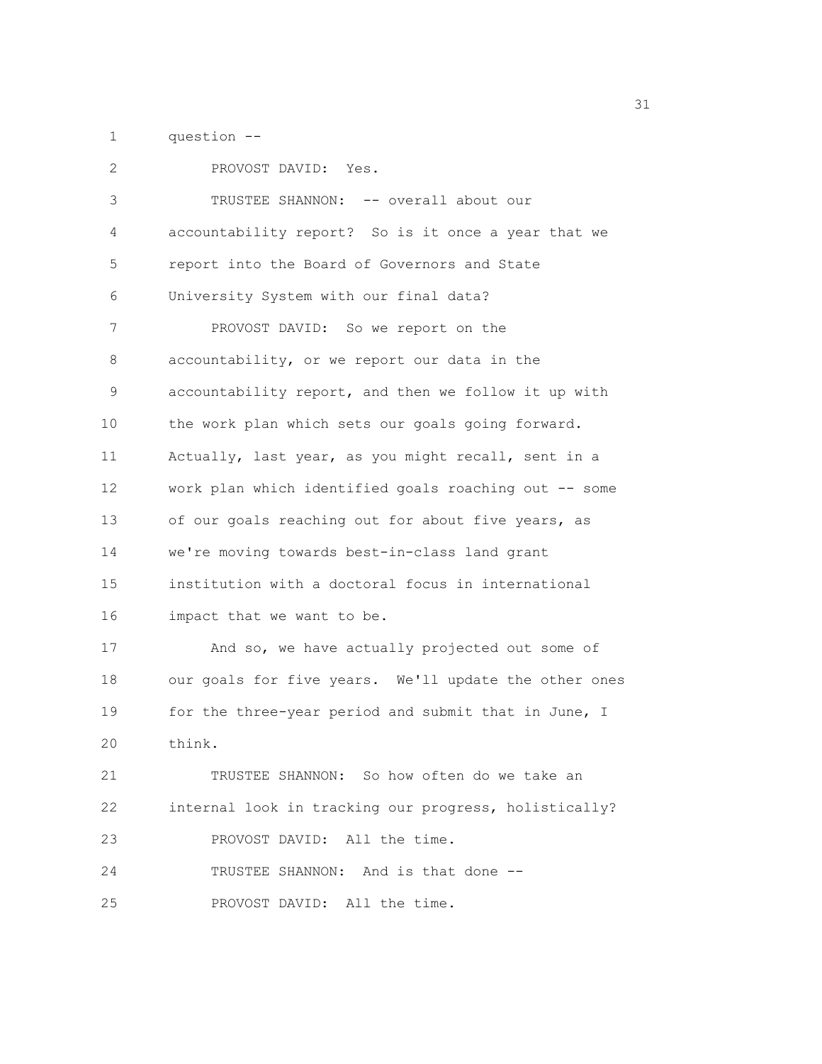question --

PROVOST DAVID: Yes.

TRUSTEE SHANNON: -- overall about our accountability report? So is it once a year that we report into the Board of Governors and State University System with our final data?

PROVOST DAVID: So we report on the accountability, or we report our data in the accountability report, and then we follow it up with the work plan which sets our goals going forward. Actually, last year, as you might recall, sent in a work plan which identified goals roaching out -- some of our goals reaching out for about five years, as we're moving towards best-in-class land grant institution with a doctoral focus in international impact that we want to be.

And so, we have actually projected out some of our goals for five years. We'll update the other ones for the three-year period and submit that in June, I think.

TRUSTEE SHANNON: So how often do we take an internal look in tracking our progress, holistically?

PROVOST DAVID: All the time.

TRUSTEE SHANNON: And is that done --

PROVOST DAVID: All the time.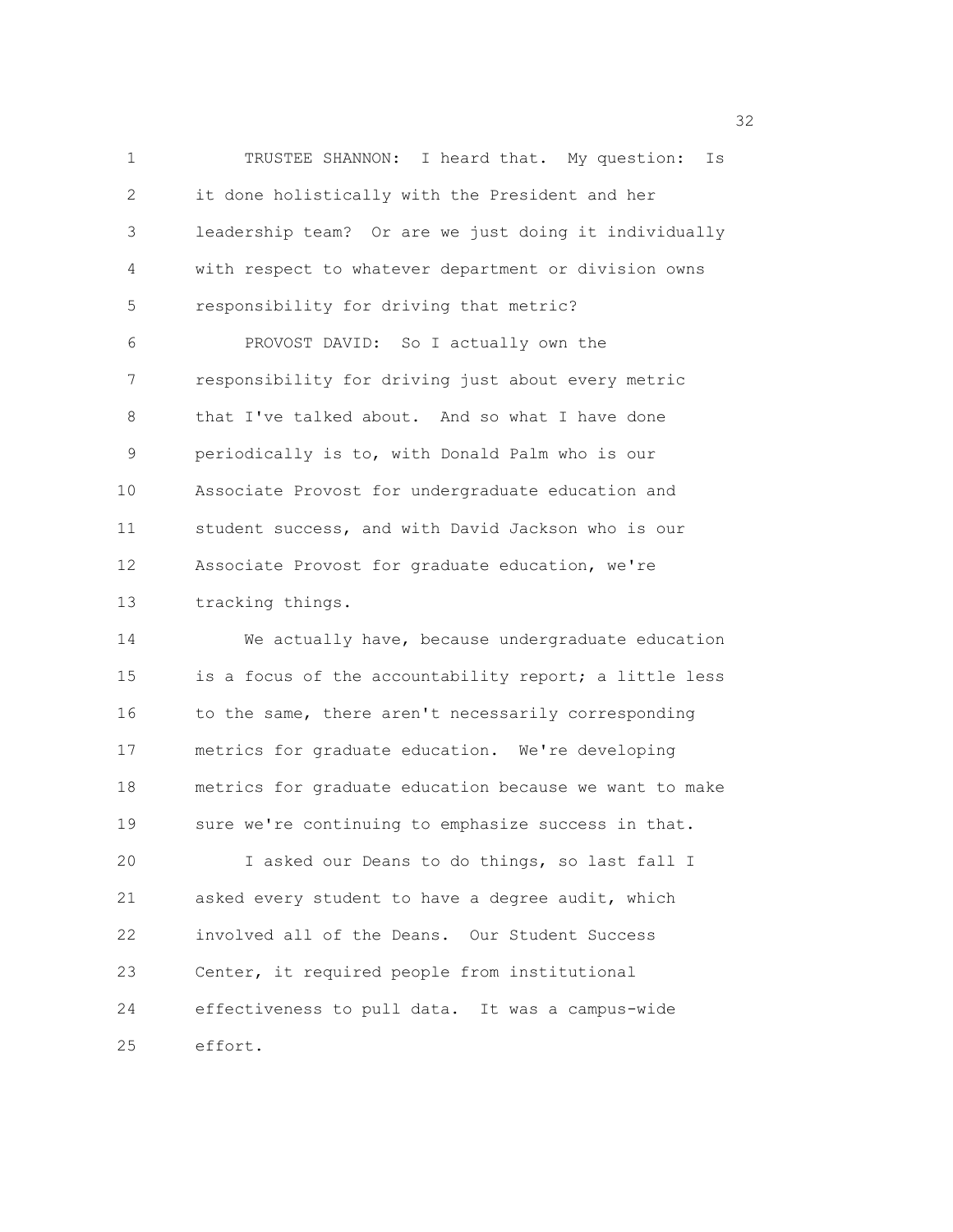TRUSTEE SHANNON: I heard that. My question: Is it done holistically with the President and her leadership team? Or are we just doing it individually with respect to whatever department or division owns responsibility for driving that metric?

PROVOST DAVID: So I actually own the responsibility for driving just about every metric that I've talked about. And so what I have done periodically is to, with Donald Palm who is our Associate Provost for undergraduate education and student success, and with David Jackson who is our Associate Provost for graduate education, we're tracking things.

We actually have, because undergraduate education is a focus of the accountability report; a little less to the same, there aren't necessarily corresponding metrics for graduate education. We're developing metrics for graduate education because we want to make sure we're continuing to emphasize success in that.

I asked our Deans to do things, so last fall I asked every student to have a degree audit, which involved all of the Deans. Our Student Success Center, it required people from institutional effectiveness to pull data. It was a campus-wide effort.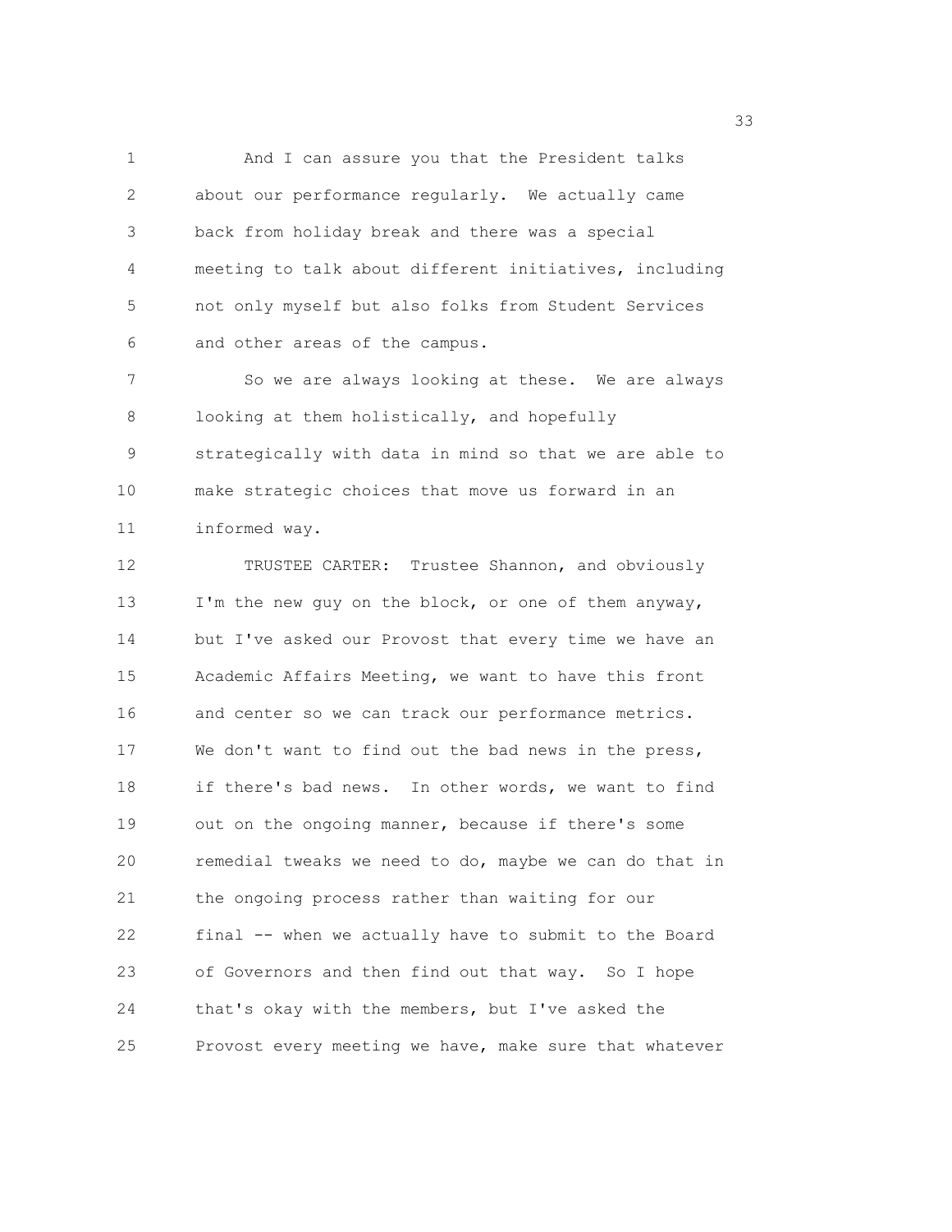And I can assure you that the President talks about our performance regularly. We actually came back from holiday break and there was a special meeting to talk about different initiatives, including not only myself but also folks from Student Services and other areas of the campus.

So we are always looking at these. We are always looking at them holistically, and hopefully strategically with data in mind so that we are able to make strategic choices that move us forward in an informed way.

TRUSTEE CARTER: Trustee Shannon, and obviously I'm the new guy on the block, or one of them anyway, but I've asked our Provost that every time we have an Academic Affairs Meeting, we want to have this front and center so we can track our performance metrics. We don't want to find out the bad news in the press, if there's bad news. In other words, we want to find out on the ongoing manner, because if there's some remedial tweaks we need to do, maybe we can do that in the ongoing process rather than waiting for our final -- when we actually have to submit to the Board of Governors and then find out that way. So I hope that's okay with the members, but I've asked the Provost every meeting we have, make sure that whatever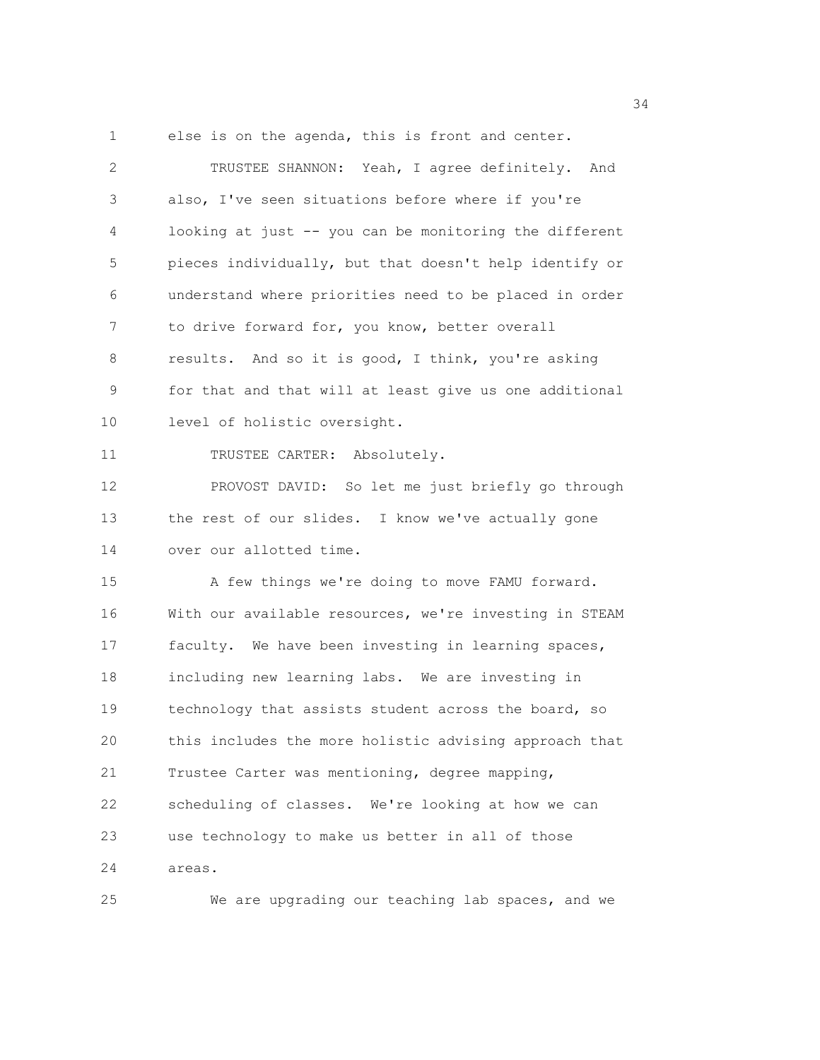else is on the agenda, this is front and center.

TRUSTEE SHANNON: Yeah, I agree definitely. And also, I've seen situations before where if you're looking at just -- you can be monitoring the different pieces individually, but that doesn't help identify or understand where priorities need to be placed in order to drive forward for, you know, better overall results. And so it is good, I think, you're asking for that and that will at least give us one additional level of holistic oversight.

TRUSTEE CARTER: Absolutely.

PROVOST DAVID: So let me just briefly go through the rest of our slides. I know we've actually gone over our allotted time.

A few things we're doing to move FAMU forward. With our available resources, we're investing in STEAM faculty. We have been investing in learning spaces, including new learning labs. We are investing in technology that assists student across the board, so this includes the more holistic advising approach that Trustee Carter was mentioning, degree mapping, scheduling of classes. We're looking at how we can use technology to make us better in all of those areas.

We are upgrading our teaching lab spaces, and we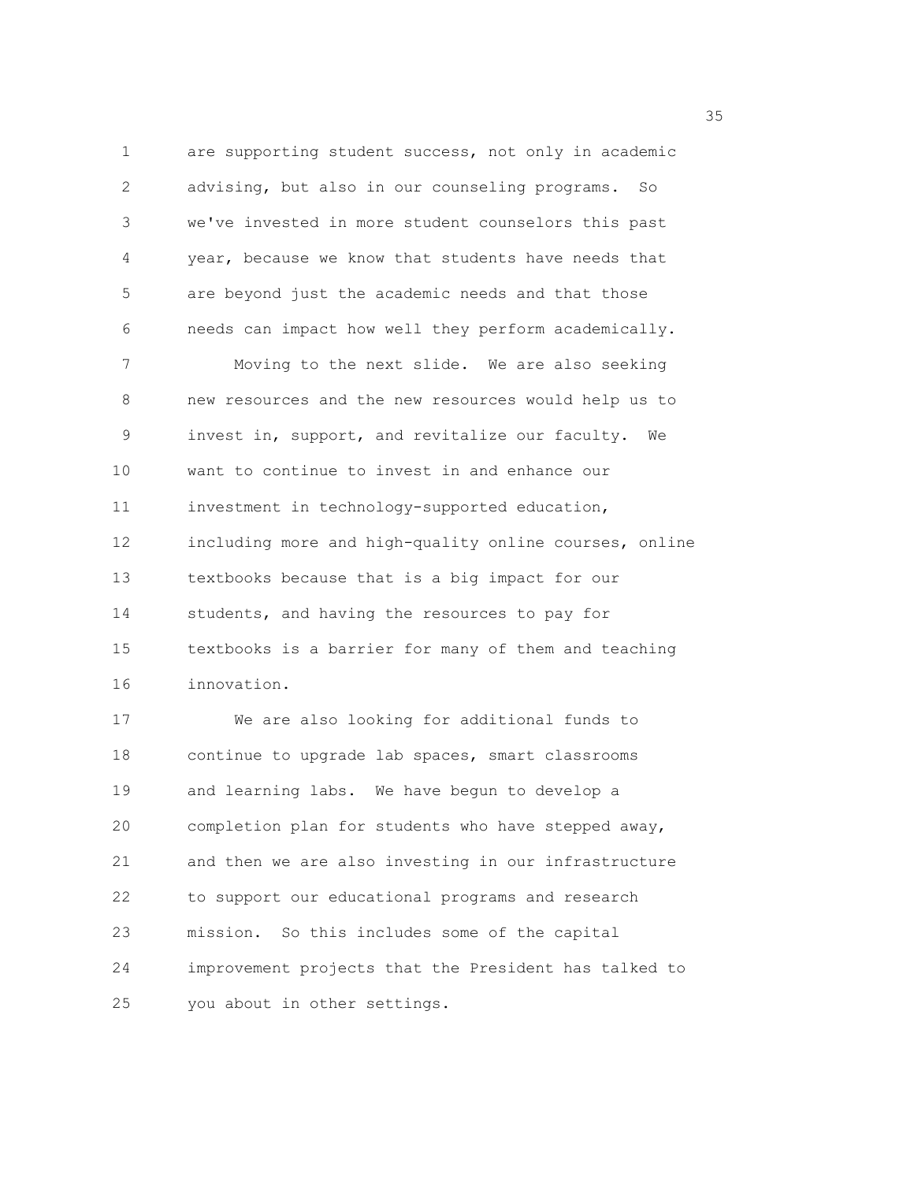are supporting student success, not only in academic advising, but also in our counseling programs. So we've invested in more student counselors this past year, because we know that students have needs that are beyond just the academic needs and that those needs can impact how well they perform academically.

Moving to the next slide. We are also seeking new resources and the new resources would help us to invest in, support, and revitalize our faculty. We want to continue to invest in and enhance our investment in technology-supported education, including more and high-quality online courses, online textbooks because that is a big impact for our students, and having the resources to pay for textbooks is a barrier for many of them and teaching innovation.

We are also looking for additional funds to continue to upgrade lab spaces, smart classrooms and learning labs. We have begun to develop a completion plan for students who have stepped away, and then we are also investing in our infrastructure to support our educational programs and research mission. So this includes some of the capital improvement projects that the President has talked to you about in other settings.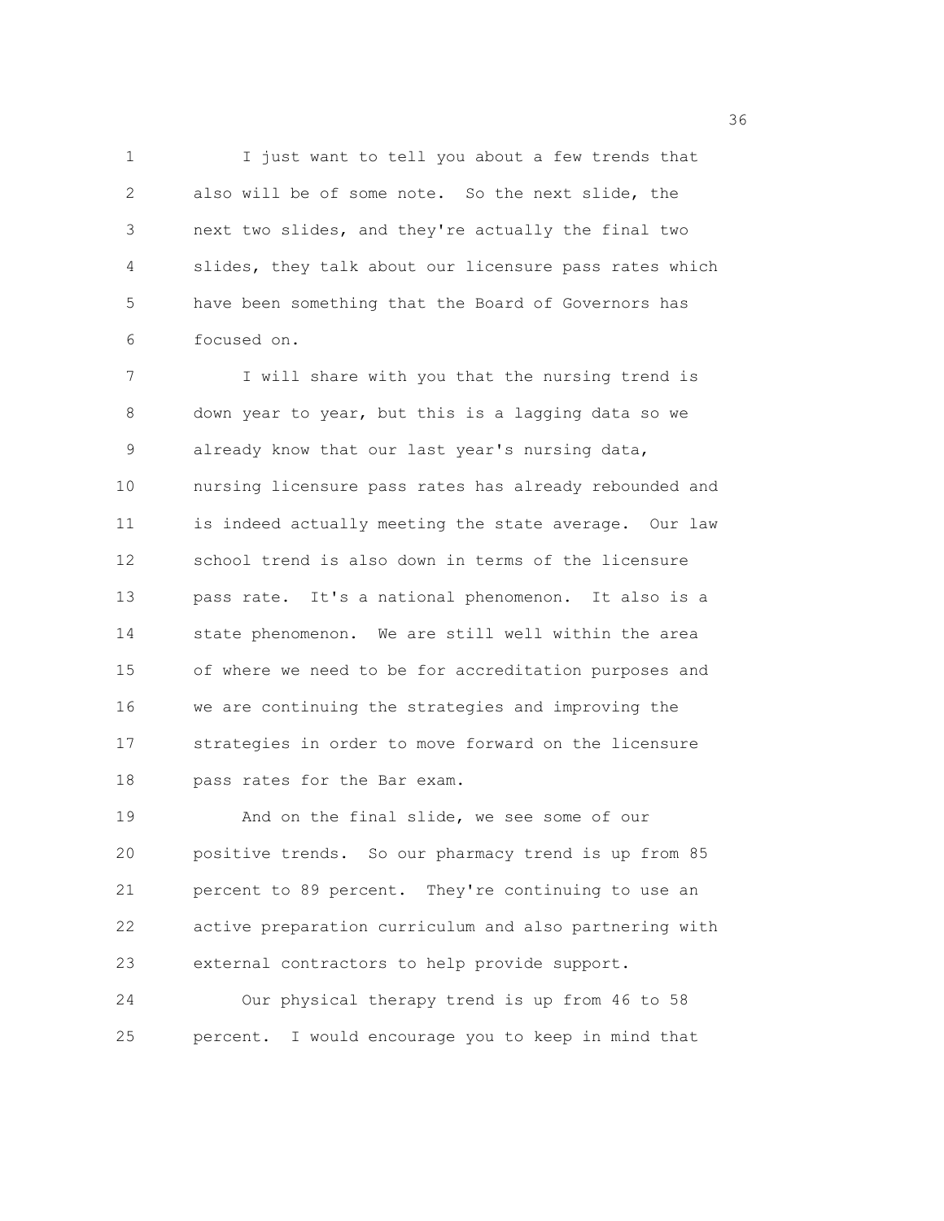I just want to tell you about a few trends that also will be of some note. So the next slide, the next two slides, and they're actually the final two slides, they talk about our licensure pass rates which have been something that the Board of Governors has focused on.

I will share with you that the nursing trend is down year to year, but this is a lagging data so we already know that our last year's nursing data, nursing licensure pass rates has already rebounded and is indeed actually meeting the state average. Our law school trend is also down in terms of the licensure pass rate. It's a national phenomenon. It also is a state phenomenon. We are still well within the area of where we need to be for accreditation purposes and we are continuing the strategies and improving the strategies in order to move forward on the licensure pass rates for the Bar exam.

And on the final slide, we see some of our positive trends. So our pharmacy trend is up from 85 percent to 89 percent. They're continuing to use an active preparation curriculum and also partnering with external contractors to help provide support.

Our physical therapy trend is up from 46 to 58 percent. I would encourage you to keep in mind that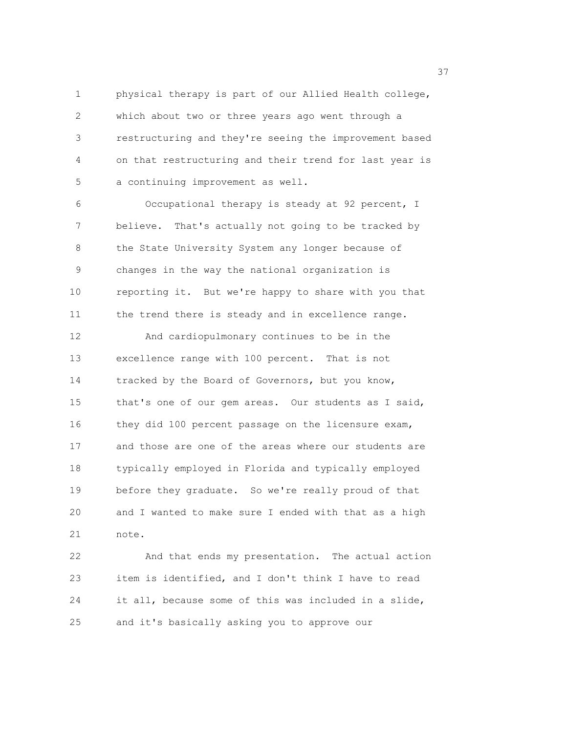physical therapy is part of our Allied Health college, which about two or three years ago went through a restructuring and they're seeing the improvement based on that restructuring and their trend for last year is a continuing improvement as well.

Occupational therapy is steady at 92 percent, I believe. That's actually not going to be tracked by the State University System any longer because of changes in the way the national organization is reporting it. But we're happy to share with you that the trend there is steady and in excellence range.

And cardiopulmonary continues to be in the excellence range with 100 percent. That is not tracked by the Board of Governors, but you know, that's one of our gem areas. Our students as I said, they did 100 percent passage on the licensure exam, and those are one of the areas where our students are typically employed in Florida and typically employed before they graduate. So we're really proud of that and I wanted to make sure I ended with that as a high note.

And that ends my presentation. The actual action item is identified, and I don't think I have to read it all, because some of this was included in a slide, and it's basically asking you to approve our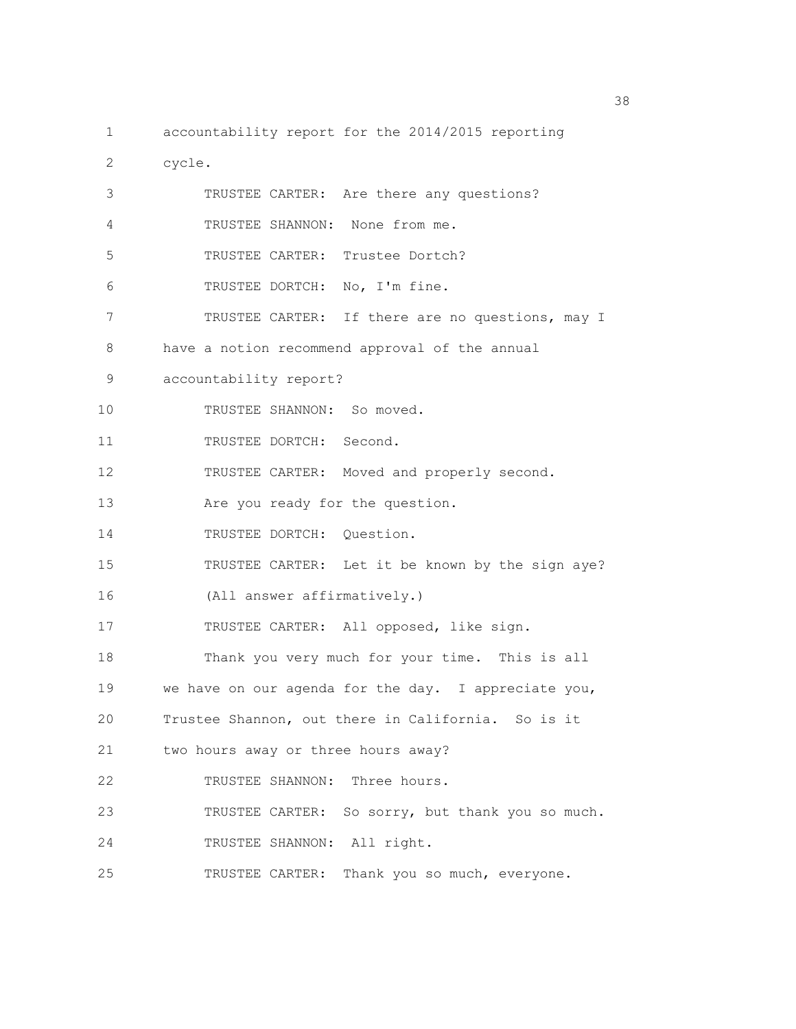accountability report for the 2014/2015 reporting cycle.

TRUSTEE CARTER: Are there any questions?

TRUSTEE SHANNON: None from me.

TRUSTEE CARTER: Trustee Dortch?

TRUSTEE DORTCH: No, I'm fine.

TRUSTEE CARTER: If there are no questions, may I have a notion recommend approval of the annual accountability report?

TRUSTEE SHANNON: So moved.

TRUSTEE DORTCH: Second.

TRUSTEE CARTER: Moved and properly second. Are you ready for the question.

TRUSTEE DORTCH: Question.

TRUSTEE CARTER: Let it be known by the sign aye?

(All answer affirmatively.)

TRUSTEE CARTER: All opposed, like sign.

Thank you very much for your time. This is all we have on our agenda for the day. I appreciate you, Trustee Shannon, out there in California. So is it two hours away or three hours away?

TRUSTEE SHANNON: Three hours.

TRUSTEE CARTER: So sorry, but thank you so much.

TRUSTEE SHANNON: All right.

TRUSTEE CARTER: Thank you so much, everyone.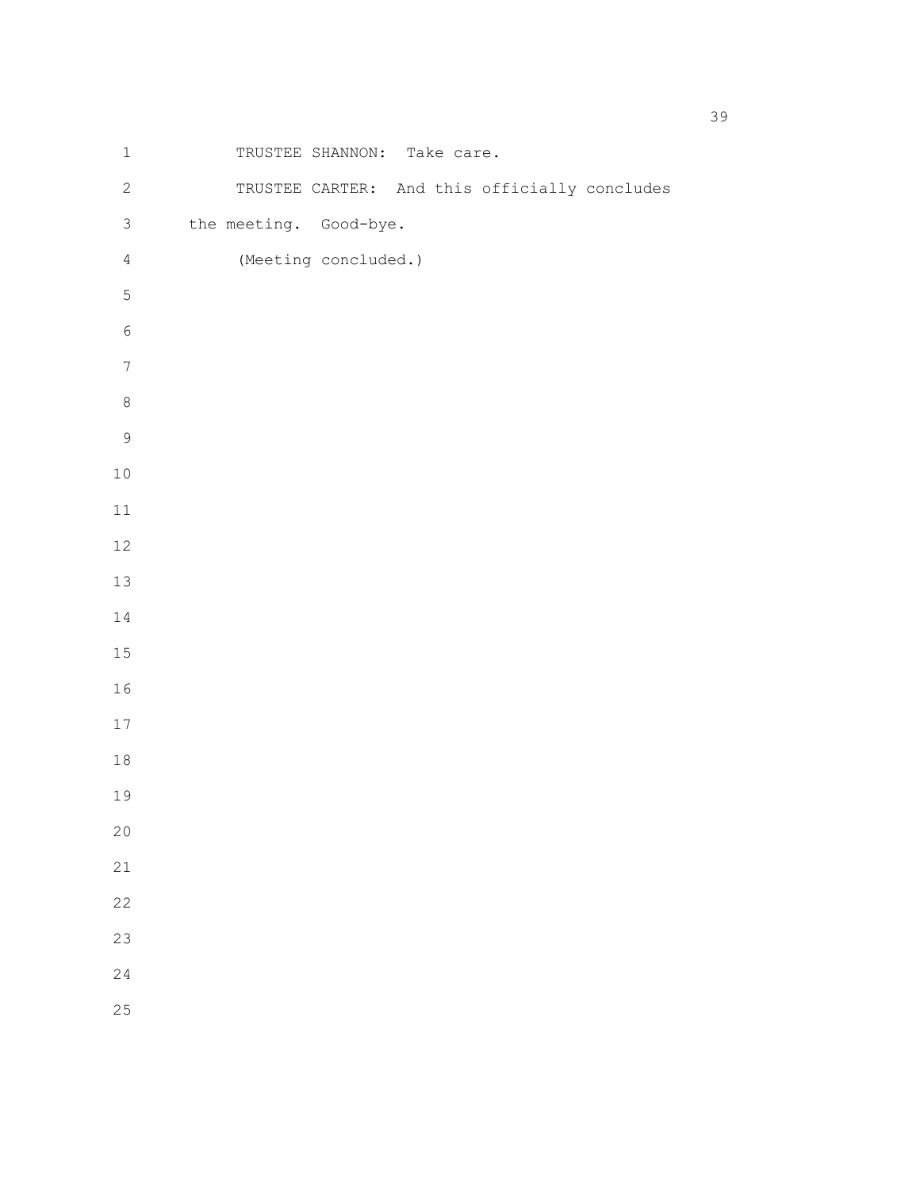TRUSTEE SHANNON: Take care.

TRUSTEE CARTER: And this officially concludes the meeting. Good-bye.

(Meeting concluded.)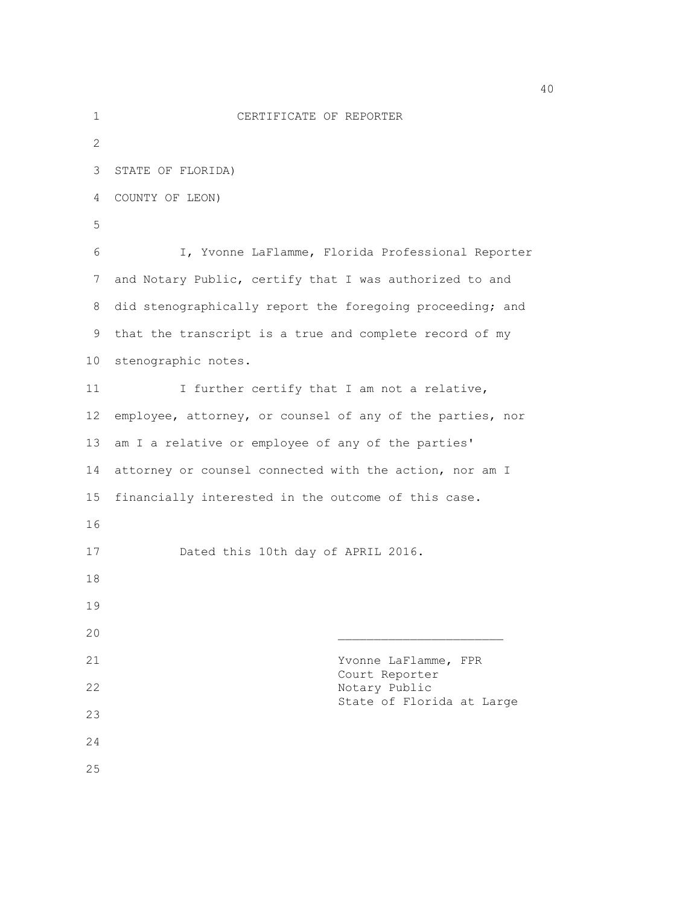# CERTIFICATE OF REPORTER

STATE OF FLORIDA)
COUNTY OF LEON)

I, Yvonne LaFlamme, Florida Professional Reporter and Notary Public, certify that I was authorized to and did stenographically report the foregoing proceeding; and that the transcript is a true and complete record of my stenographic notes.

I further certify that I am not a relative, employee, attorney, or counsel of any of the parties, nor am I a relative or employee of any of the parties' attorney or counsel connected with the action, nor am I financially interested in the outcome of this case.

Dated this 10th day of APRIL 2016.

______________________

Yvonne LaFlamme, FPR
Court Reporter
Notary Public
State of Florida at Large